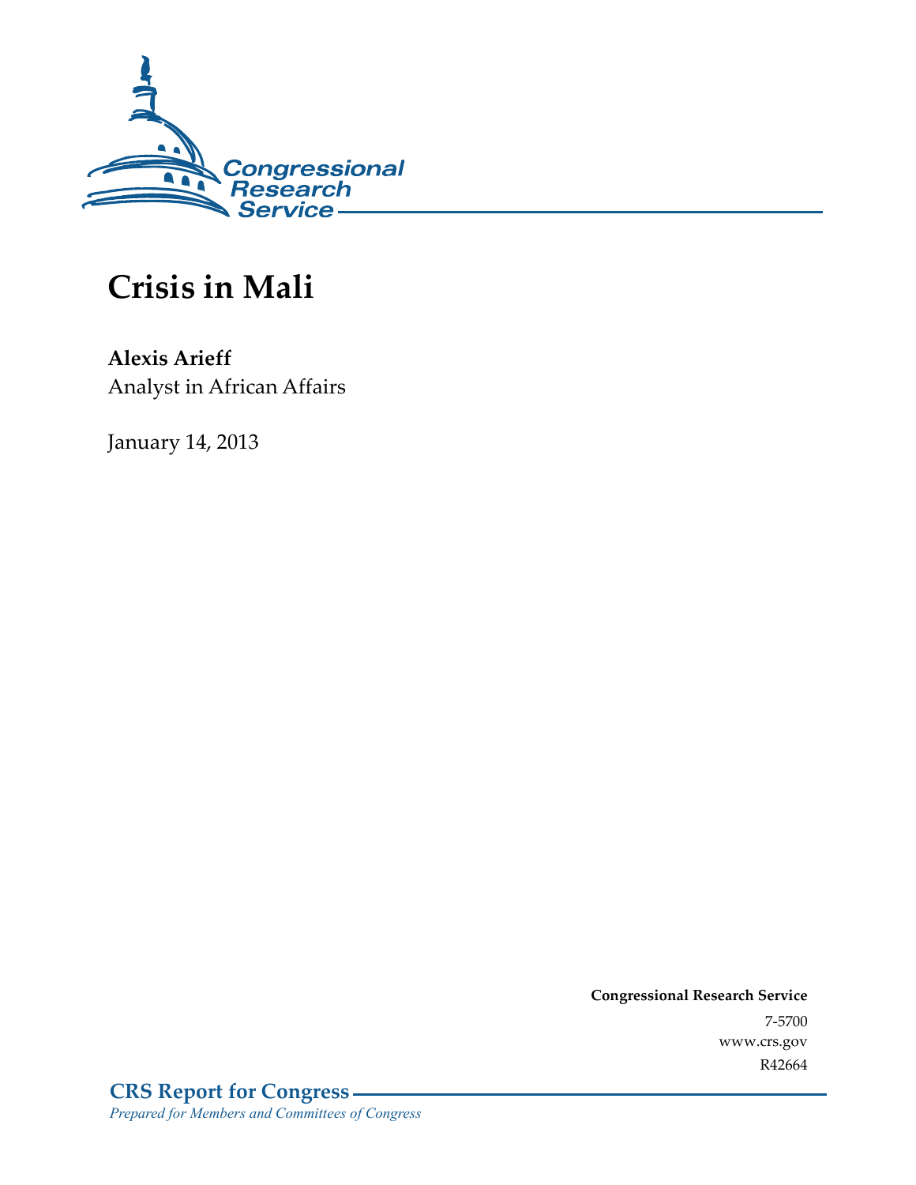# Crisis in Mali

**Alexis Arieff**
Analyst in African Affairs

January 14, 2013

**Congressional Research Service**
7-5700
www.crs.gov
R42664

**CRS Report for Congress**
*Prepared for Members and Committees of Congress*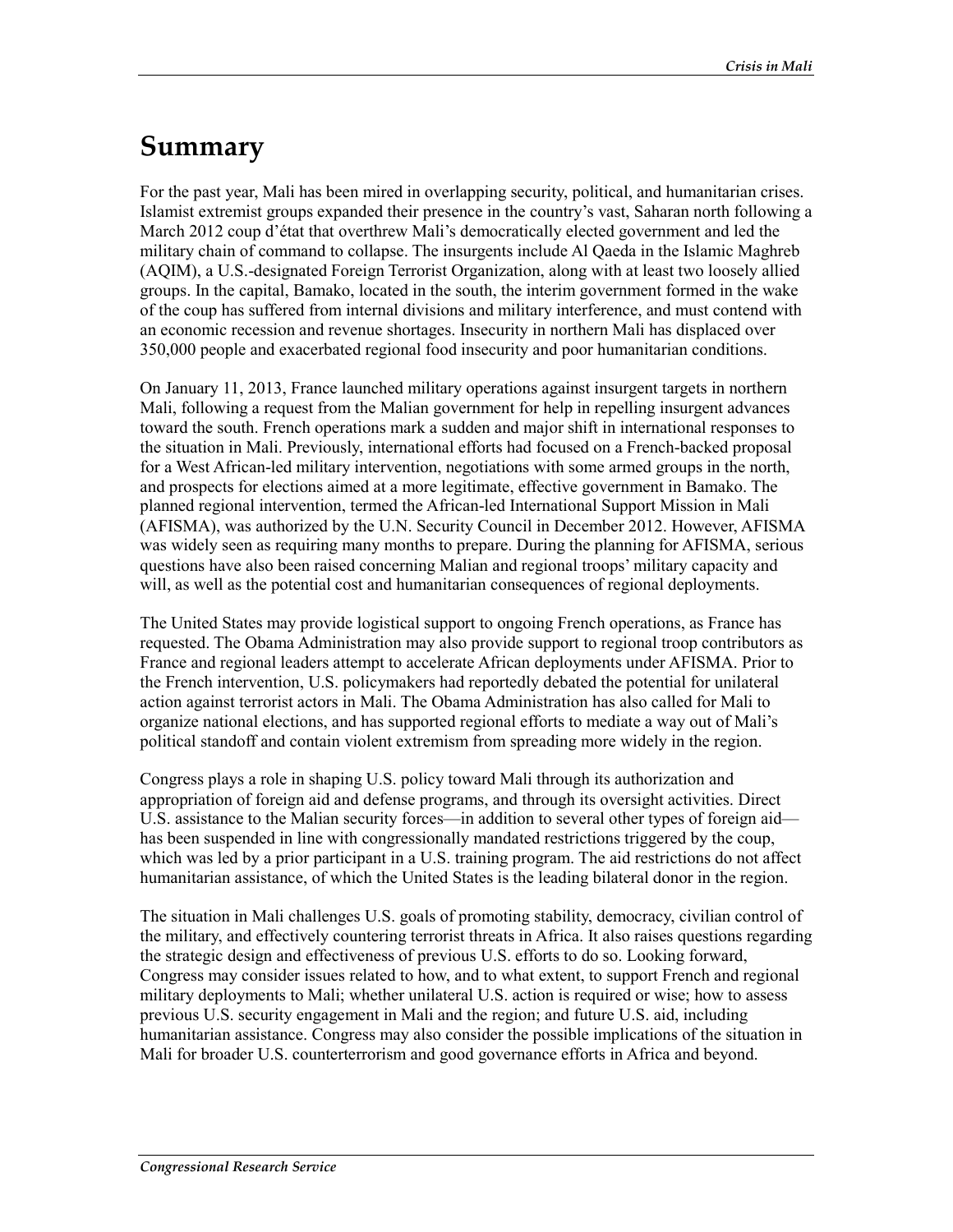# Summary

For the past year, Mali has been mired in overlapping security, political, and humanitarian crises. Islamist extremist groups expanded their presence in the country's vast, Saharan north following a March 2012 coup d'état that overthrew Mali's democratically elected government and led the military chain of command to collapse. The insurgents include Al Qaeda in the Islamic Maghreb (AQIM), a U.S.-designated Foreign Terrorist Organization, along with at least two loosely allied groups. In the capital, Bamako, located in the south, the interim government formed in the wake of the coup has suffered from internal divisions and military interference, and must contend with an economic recession and revenue shortages. Insecurity in northern Mali has displaced over 350,000 people and exacerbated regional food insecurity and poor humanitarian conditions.

On January 11, 2013, France launched military operations against insurgent targets in northern Mali, following a request from the Malian government for help in repelling insurgent advances toward the south. French operations mark a sudden and major shift in international responses to the situation in Mali. Previously, international efforts had focused on a French-backed proposal for a West African-led military intervention, negotiations with some armed groups in the north, and prospects for elections aimed at a more legitimate, effective government in Bamako. The planned regional intervention, termed the African-led International Support Mission in Mali (AFISMA), was authorized by the U.N. Security Council in December 2012. However, AFISMA was widely seen as requiring many months to prepare. During the planning for AFISMA, serious questions have also been raised concerning Malian and regional troops' military capacity and will, as well as the potential cost and humanitarian consequences of regional deployments.

The United States may provide logistical support to ongoing French operations, as France has requested. The Obama Administration may also provide support to regional troop contributors as France and regional leaders attempt to accelerate African deployments under AFISMA. Prior to the French intervention, U.S. policymakers had reportedly debated the potential for unilateral action against terrorist actors in Mali. The Obama Administration has also called for Mali to organize national elections, and has supported regional efforts to mediate a way out of Mali's political standoff and contain violent extremism from spreading more widely in the region.

Congress plays a role in shaping U.S. policy toward Mali through its authorization and appropriation of foreign aid and defense programs, and through its oversight activities. Direct U.S. assistance to the Malian security forces—in addition to several other types of foreign aid—has been suspended in line with congressionally mandated restrictions triggered by the coup, which was led by a prior participant in a U.S. training program. The aid restrictions do not affect humanitarian assistance, of which the United States is the leading bilateral donor in the region.

The situation in Mali challenges U.S. goals of promoting stability, democracy, civilian control of the military, and effectively countering terrorist threats in Africa. It also raises questions regarding the strategic design and effectiveness of previous U.S. efforts to do so. Looking forward, Congress may consider issues related to how, and to what extent, to support French and regional military deployments to Mali; whether unilateral U.S. action is required or wise; how to assess previous U.S. security engagement in Mali and the region; and future U.S. aid, including humanitarian assistance. Congress may also consider the possible implications of the situation in Mali for broader U.S. counterterrorism and good governance efforts in Africa and beyond.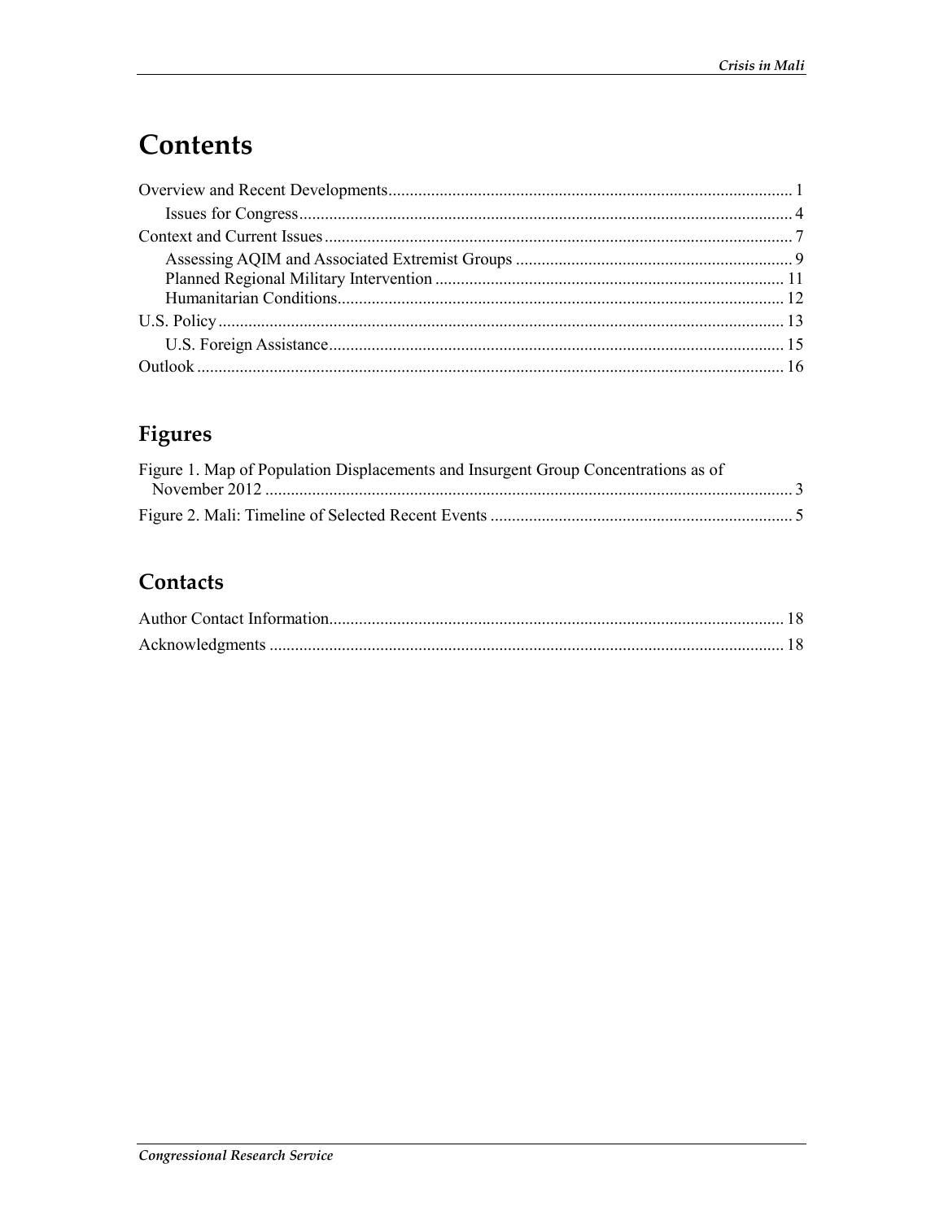# Contents

Overview and Recent Developments .......... 1
    Issues for Congress .......... 4
Context and Current Issues .......... 7
    Assessing AQIM and Associated Extremist Groups .......... 9
    Planned Regional Military Intervention .......... 11
    Humanitarian Conditions .......... 12
U.S. Policy .......... 13
    U.S. Foreign Assistance .......... 15
Outlook .......... 16

## Figures

Figure 1. Map of Population Displacements and Insurgent Group Concentrations as of November 2012 .......... 3
Figure 2. Mali: Timeline of Selected Recent Events .......... 5

## Contacts

Author Contact Information .......... 18
Acknowledgments .......... 18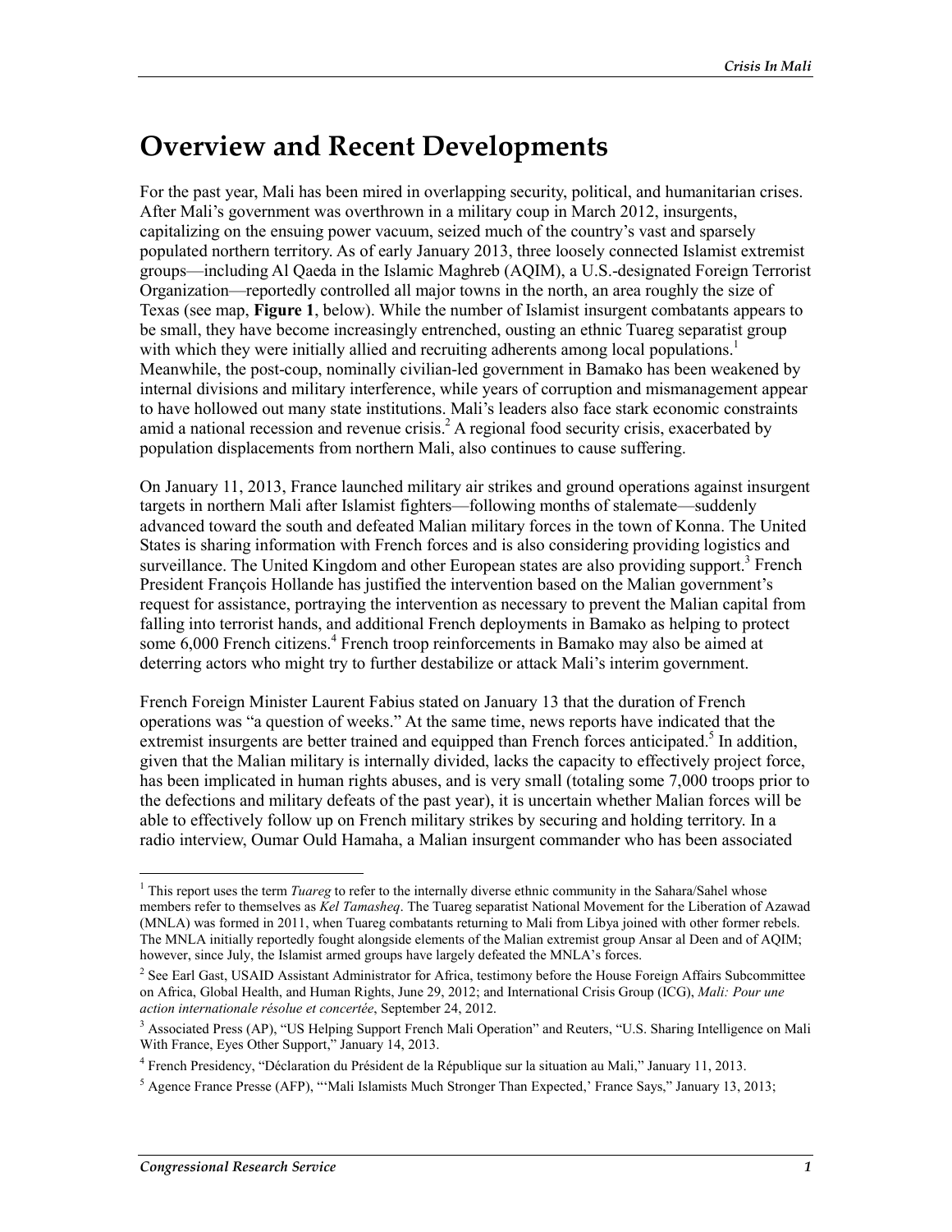# Overview and Recent Developments

For the past year, Mali has been mired in overlapping security, political, and humanitarian crises. After Mali's government was overthrown in a military coup in March 2012, insurgents, capitalizing on the ensuing power vacuum, seized much of the country's vast and sparsely populated northern territory. As of early January 2013, three loosely connected Islamist extremist groups—including Al Qaeda in the Islamic Maghreb (AQIM), a U.S.-designated Foreign Terrorist Organization—reportedly controlled all major towns in the north, an area roughly the size of Texas (see map, **Figure 1**, below). While the number of Islamist insurgent combatants appears to be small, they have become increasingly entrenched, ousting an ethnic Tuareg separatist group with which they were initially allied and recruiting adherents among local populations.[1] Meanwhile, the post-coup, nominally civilian-led government in Bamako has been weakened by internal divisions and military interference, while years of corruption and mismanagement appear to have hollowed out many state institutions. Mali's leaders also face stark economic constraints amid a national recession and revenue crisis.[2] A regional food security crisis, exacerbated by population displacements from northern Mali, also continues to cause suffering.

On January 11, 2013, France launched military air strikes and ground operations against insurgent targets in northern Mali after Islamist fighters—following months of stalemate—suddenly advanced toward the south and defeated Malian military forces in the town of Konna. The United States is sharing information with French forces and is also considering providing logistics and surveillance. The United Kingdom and other European states are also providing support.[3] French President François Hollande has justified the intervention based on the Malian government's request for assistance, portraying the intervention as necessary to prevent the Malian capital from falling into terrorist hands, and additional French deployments in Bamako as helping to protect some 6,000 French citizens.[4] French troop reinforcements in Bamako may also be aimed at deterring actors who might try to further destabilize or attack Mali's interim government.

French Foreign Minister Laurent Fabius stated on January 13 that the duration of French operations was "a question of weeks." At the same time, news reports have indicated that the extremist insurgents are better trained and equipped than French forces anticipated.[5] In addition, given that the Malian military is internally divided, lacks the capacity to effectively project force, has been implicated in human rights abuses, and is very small (totaling some 7,000 troops prior to the defections and military defeats of the past year), it is uncertain whether Malian forces will be able to effectively follow up on French military strikes by securing and holding territory. In a radio interview, Oumar Ould Hamaha, a Malian insurgent commander who has been associated

---

[1] This report uses the term *Tuareg* to refer to the internally diverse ethnic community in the Sahara/Sahel whose members refer to themselves as *Kel Tamasheq*. The Tuareg separatist National Movement for the Liberation of Azawad (MNLA) was formed in 2011, when Tuareg combatants returning to Mali from Libya joined with other former rebels. The MNLA initially reportedly fought alongside elements of the Malian extremist group Ansar al Deen and of AQIM; however, since July, the Islamist armed groups have largely defeated the MNLA's forces.

[2] See Earl Gast, USAID Assistant Administrator for Africa, testimony before the House Foreign Affairs Subcommittee on Africa, Global Health, and Human Rights, June 29, 2012; and International Crisis Group (ICG), *Mali: Pour une action internationale résolue et concertée*, September 24, 2012.

[3] Associated Press (AP), "US Helping Support French Mali Operation" and Reuters, "U.S. Sharing Intelligence on Mali With France, Eyes Other Support," January 14, 2013.

[4] French Presidency, "Déclaration du Président de la République sur la situation au Mali," January 11, 2013.

[5] Agence France Presse (AFP), "'Mali Islamists Much Stronger Than Expected,' France Says," January 13, 2013;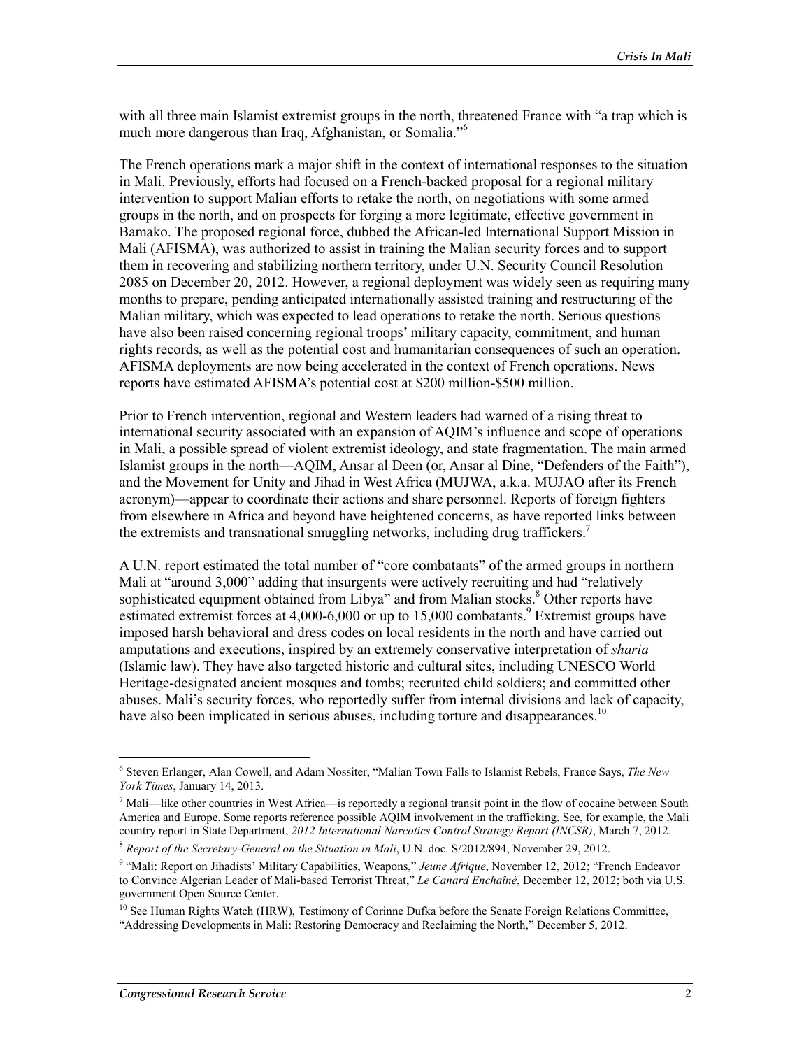with all three main Islamist extremist groups in the north, threatened France with "a trap which is much more dangerous than Iraq, Afghanistan, or Somalia."[6]

The French operations mark a major shift in the context of international responses to the situation in Mali. Previously, efforts had focused on a French-backed proposal for a regional military intervention to support Malian efforts to retake the north, on negotiations with some armed groups in the north, and on prospects for forging a more legitimate, effective government in Bamako. The proposed regional force, dubbed the African-led International Support Mission in Mali (AFISMA), was authorized to assist in training the Malian security forces and to support them in recovering and stabilizing northern territory, under U.N. Security Council Resolution 2085 on December 20, 2012. However, a regional deployment was widely seen as requiring many months to prepare, pending anticipated internationally assisted training and restructuring of the Malian military, which was expected to lead operations to retake the north. Serious questions have also been raised concerning regional troops' military capacity, commitment, and human rights records, as well as the potential cost and humanitarian consequences of such an operation. AFISMA deployments are now being accelerated in the context of French operations. News reports have estimated AFISMA's potential cost at $200 million-$500 million.

Prior to French intervention, regional and Western leaders had warned of a rising threat to international security associated with an expansion of AQIM's influence and scope of operations in Mali, a possible spread of violent extremist ideology, and state fragmentation. The main armed Islamist groups in the north—AQIM, Ansar al Deen (or, Ansar al Dine, "Defenders of the Faith"), and the Movement for Unity and Jihad in West Africa (MUJWA, a.k.a. MUJAO after its French acronym)—appear to coordinate their actions and share personnel. Reports of foreign fighters from elsewhere in Africa and beyond have heightened concerns, as have reported links between the extremists and transnational smuggling networks, including drug traffickers.[7]

A U.N. report estimated the total number of "core combatants" of the armed groups in northern Mali at "around 3,000" adding that insurgents were actively recruiting and had "relatively sophisticated equipment obtained from Libya" and from Malian stocks.[8] Other reports have estimated extremist forces at 4,000-6,000 or up to 15,000 combatants.[9] Extremist groups have imposed harsh behavioral and dress codes on local residents in the north and have carried out amputations and executions, inspired by an extremely conservative interpretation of *sharia* (Islamic law). They have also targeted historic and cultural sites, including UNESCO World Heritage-designated ancient mosques and tombs; recruited child soldiers; and committed other abuses. Mali's security forces, who reportedly suffer from internal divisions and lack of capacity, have also been implicated in serious abuses, including torture and disappearances.[10]

---

[6] Steven Erlanger, Alan Cowell, and Adam Nossiter, "Malian Town Falls to Islamist Rebels, France Says, *The New York Times*, January 14, 2013.

[7] Mali—like other countries in West Africa—is reportedly a regional transit point in the flow of cocaine between South America and Europe. Some reports reference possible AQIM involvement in the trafficking. See, for example, the Mali country report in State Department, *2012 International Narcotics Control Strategy Report (INCSR)*, March 7, 2012.

[8] *Report of the Secretary-General on the Situation in Mali*, U.N. doc. S/2012/894, November 29, 2012.

[9] "Mali: Report on Jihadists' Military Capabilities, Weapons," *Jeune Afrique*, November 12, 2012; "French Endeavor to Convince Algerian Leader of Mali-based Terrorist Threat," *Le Canard Enchaîné*, December 12, 2012; both via U.S. government Open Source Center.

[10] See Human Rights Watch (HRW), Testimony of Corinne Dufka before the Senate Foreign Relations Committee, "Addressing Developments in Mali: Restoring Democracy and Reclaiming the North," December 5, 2012.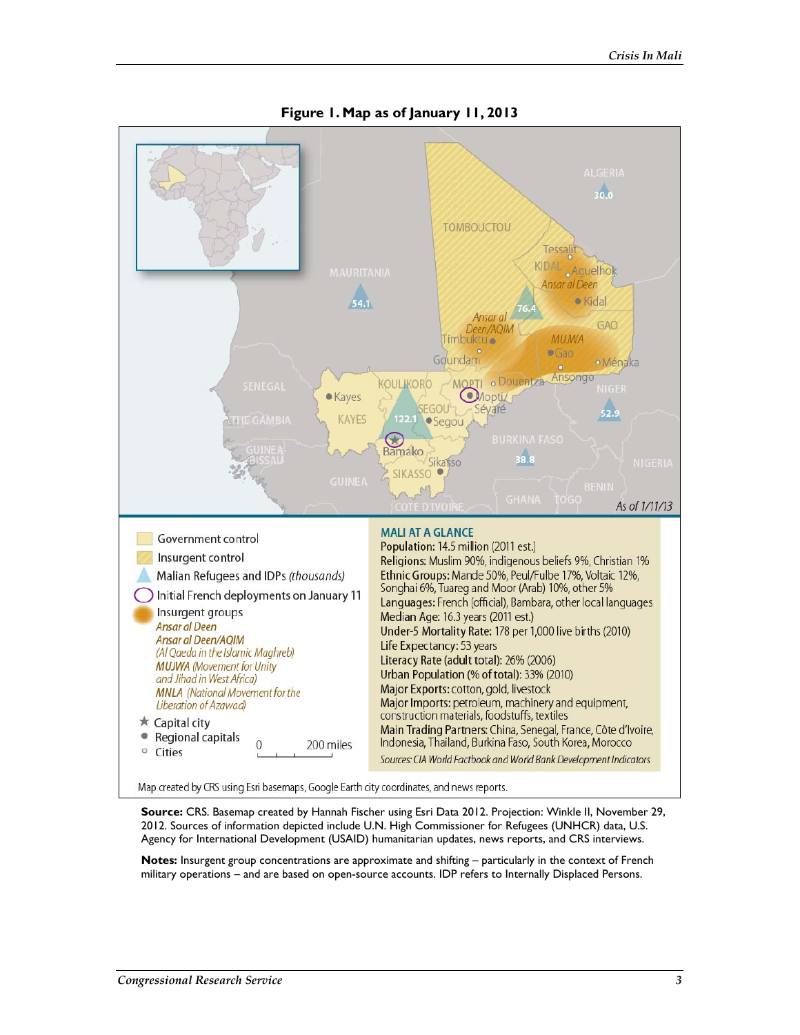**Figure 1. Map as of January 11, 2013**

Government control

Insurgent control

Malian Refugees and IDPs *(thousands)*

Initial French deployments on January 11

Insurgent groups

*Ansar al Deen*

*Ansar al Deen/AQIM*

*(Al Qaeda in the Islamic Maghreb)*

*MUJWA (Movement for Unity and Jihad in West Africa)*

*MNLA (National Movement for the Liberation of Azawad)*

Capital city

Regional capitals

Cities

**MALI AT A GLANCE**

Population: 14.5 million (2011 est.)

Religions: Muslim 90%, indigenous beliefs 9%, Christian 1%

Ethnic Groups: Mande 50%, Peul/Fulbe 17%, Voltaic 12%, Songhai 6%, Tuareg and Moor (Arab) 10%, other 5%

Languages: French (official), Bambara, other local languages

Median Age: 16.3 years (2011 est.)

Under-5 Mortality Rate: 178 per 1,000 live births (2010)

Life Expectancy: 53 years

Literacy Rate (adult total): 26% (2006)

Urban Population (% of total): 33% (2010)

Major Exports: cotton, gold, livestock

Major Imports: petroleum, machinery and equipment, construction materials, foodstuffs, textiles

Main Trading Partners: China, Senegal, France, Côte d'Ivoire, Indonesia, Thailand, Burkina Faso, South Korea, Morocco

*Sources: CIA World Factbook and World Bank Development Indicators*

Map created by CRS using Esri basemaps, Google Earth city coordinates, and news reports.

**Source:** CRS. Basemap created by Hannah Fischer using Esri Data 2012. Projection: Winkle II, November 29, 2012. Sources of information depicted include U.N. High Commissioner for Refugees (UNHCR) data, U.S. Agency for International Development (USAID) humanitarian updates, news reports, and CRS interviews.

**Notes:** Insurgent group concentrations are approximate and shifting – particularly in the context of French military operations – and are based on open-source accounts. IDP refers to Internally Displaced Persons.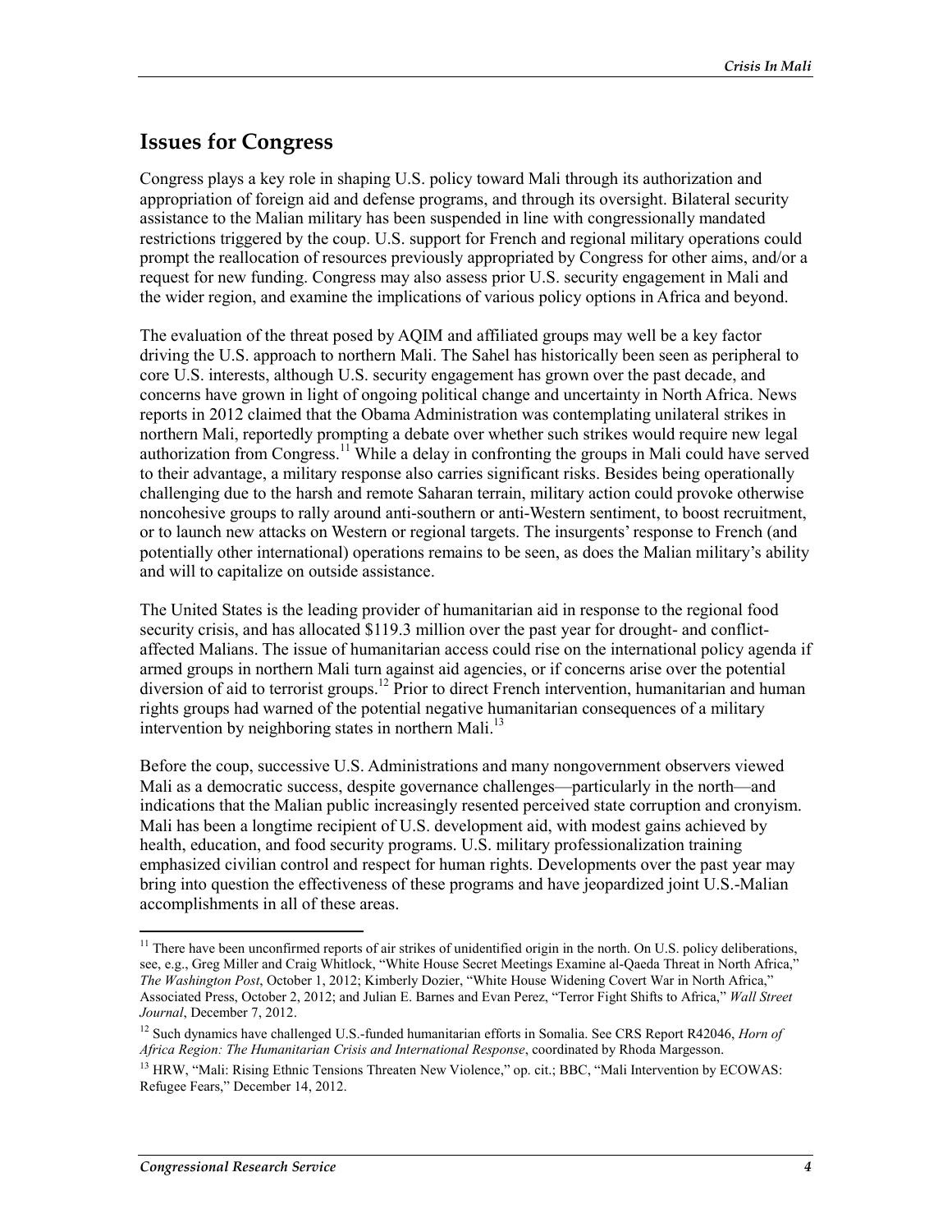## Issues for Congress

Congress plays a key role in shaping U.S. policy toward Mali through its authorization and appropriation of foreign aid and defense programs, and through its oversight. Bilateral security assistance to the Malian military has been suspended in line with congressionally mandated restrictions triggered by the coup. U.S. support for French and regional military operations could prompt the reallocation of resources previously appropriated by Congress for other aims, and/or a request for new funding. Congress may also assess prior U.S. security engagement in Mali and the wider region, and examine the implications of various policy options in Africa and beyond.

The evaluation of the threat posed by AQIM and affiliated groups may well be a key factor driving the U.S. approach to northern Mali. The Sahel has historically been seen as peripheral to core U.S. interests, although U.S. security engagement has grown over the past decade, and concerns have grown in light of ongoing political change and uncertainty in North Africa. News reports in 2012 claimed that the Obama Administration was contemplating unilateral strikes in northern Mali, reportedly prompting a debate over whether such strikes would require new legal authorization from Congress.[11] While a delay in confronting the groups in Mali could have served to their advantage, a military response also carries significant risks. Besides being operationally challenging due to the harsh and remote Saharan terrain, military action could provoke otherwise noncohesive groups to rally around anti-southern or anti-Western sentiment, to boost recruitment, or to launch new attacks on Western or regional targets. The insurgents' response to French (and potentially other international) operations remains to be seen, as does the Malian military's ability and will to capitalize on outside assistance.

The United States is the leading provider of humanitarian aid in response to the regional food security crisis, and has allocated $119.3 million over the past year for drought- and conflict-affected Malians. The issue of humanitarian access could rise on the international policy agenda if armed groups in northern Mali turn against aid agencies, or if concerns arise over the potential diversion of aid to terrorist groups.[12] Prior to direct French intervention, humanitarian and human rights groups had warned of the potential negative humanitarian consequences of a military intervention by neighboring states in northern Mali.[13]

Before the coup, successive U.S. Administrations and many nongovernment observers viewed Mali as a democratic success, despite governance challenges—particularly in the north—and indications that the Malian public increasingly resented perceived state corruption and cronyism. Mali has been a longtime recipient of U.S. development aid, with modest gains achieved by health, education, and food security programs. U.S. military professionalization training emphasized civilian control and respect for human rights. Developments over the past year may bring into question the effectiveness of these programs and have jeopardized joint U.S.-Malian accomplishments in all of these areas.

---

[11] There have been unconfirmed reports of air strikes of unidentified origin in the north. On U.S. policy deliberations, see, e.g., Greg Miller and Craig Whitlock, "White House Secret Meetings Examine al-Qaeda Threat in North Africa," *The Washington Post*, October 1, 2012; Kimberly Dozier, "White House Widening Covert War in North Africa," Associated Press, October 2, 2012; and Julian E. Barnes and Evan Perez, "Terror Fight Shifts to Africa," *Wall Street Journal*, December 7, 2012.

[12] Such dynamics have challenged U.S.-funded humanitarian efforts in Somalia. See CRS Report R42046, *Horn of Africa Region: The Humanitarian Crisis and International Response*, coordinated by Rhoda Margesson.

[13] HRW, "Mali: Rising Ethnic Tensions Threaten New Violence," op. cit.; BBC, "Mali Intervention by ECOWAS: Refugee Fears," December 14, 2012.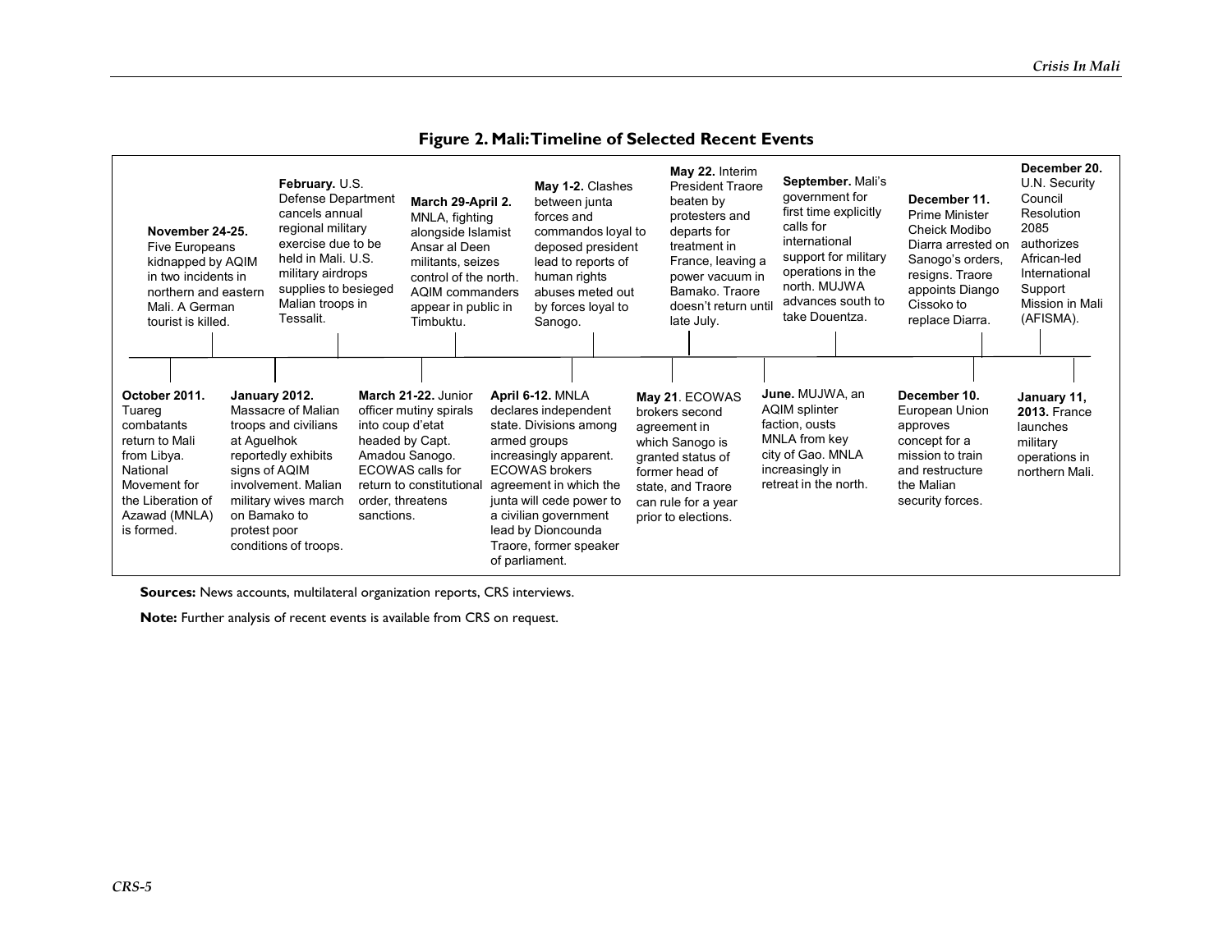**Figure 2. Mali: Timeline of Selected Recent Events**

**October 2011.** Tuareg combatants return to Mali from Libya. National Movement for the Liberation of Azawad (MNLA) is formed.

**November 24-25.** Five Europeans kidnapped by AQIM in two incidents in northern and eastern Mali. A German tourist is killed.

**January 2012.** Massacre of Malian troops and civilians at Aguelhok reportedly exhibits signs of AQIM involvement. Malian military wives march on Bamako to protest poor conditions of troops.

**February.** U.S. Defense Department cancels annual regional military exercise due to be held in Mali. U.S. military airdrops supplies to besieged Malian troops in Tessalit.

**March 21-22.** Junior officer mutiny spirals into coup d'etat headed by Capt. Amadou Sanogo. ECOWAS calls for return to constitutional order, threatens sanctions.

**March 29-April 2.** MNLA, fighting alongside Islamist Ansar al Deen militants, seizes control of the north. AQIM commanders appear in public in Timbuktu.

**April 6-12.** MNLA declares independent state. Divisions among armed groups increasingly apparent. ECOWAS brokers agreement in which the junta will cede power to a civilian government lead by Dioncounda Traore, former speaker of parliament.

**May 1-2.** Clashes between junta forces and commandos loyal to deposed president lead to reports of human rights abuses meted out by forces loyal to Sanogo.

**May 21**. ECOWAS brokers second agreement in which Sanogo is granted status of former head of state, and Traore can rule for a year prior to elections.

**May 22.** Interim President Traore beaten by protesters and departs for treatment in France, leaving a power vacuum in Bamako. Traore doesn't return until late July.

**June.** MUJWA, an AQIM splinter faction, ousts MNLA from key city of Gao. MNLA increasingly in retreat in the north.

**September.** Mali's government for first time explicitly calls for international support for military operations in the north. MUJWA advances south to take Douentza.

**December 10.** European Union approves concept for a mission to train and restructure the Malian security forces.

**December 11.** Prime Minister Cheick Modibo Diarra arrested on Sanogo's orders, resigns. Traore appoints Diango Cissoko to replace Diarra.

**December 20.** U.N. Security Council Resolution 2085 authorizes African-led International Support Mission in Mali (AFISMA).

**January 11, 2013.** France launches military operations in northern Mali.

**Sources:** News accounts, multilateral organization reports, CRS interviews.

**Note:** Further analysis of recent events is available from CRS on request.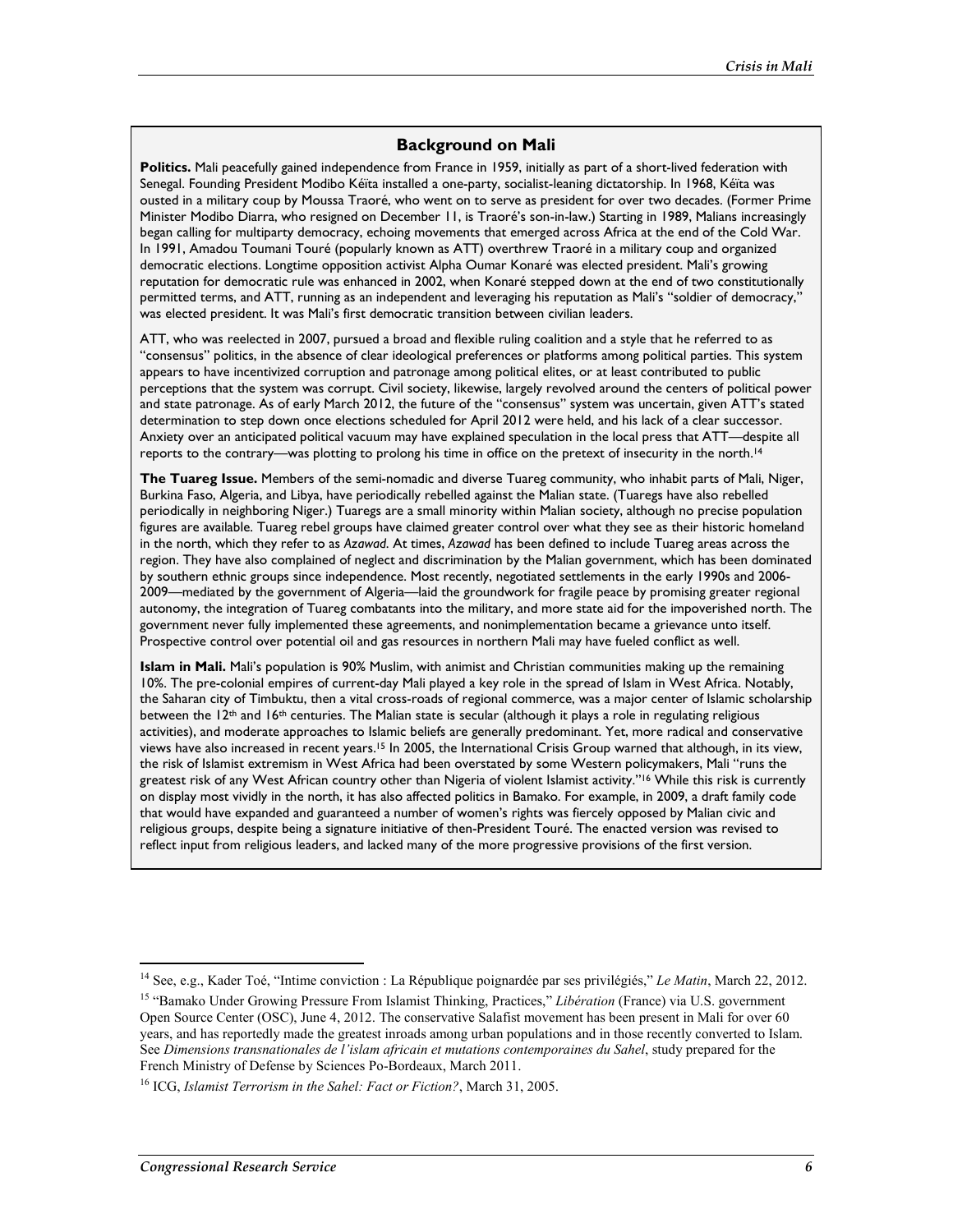## Background on Mali

**Politics.** Mali peacefully gained independence from France in 1959, initially as part of a short-lived federation with Senegal. Founding President Modibo Kéïta installed a one-party, socialist-leaning dictatorship. In 1968, Kéïta was ousted in a military coup by Moussa Traoré, who went on to serve as president for over two decades. (Former Prime Minister Modibo Diarra, who resigned on December 11, is Traoré's son-in-law.) Starting in 1989, Malians increasingly began calling for multiparty democracy, echoing movements that emerged across Africa at the end of the Cold War. In 1991, Amadou Toumani Touré (popularly known as ATT) overthrew Traoré in a military coup and organized democratic elections. Longtime opposition activist Alpha Oumar Konaré was elected president. Mali's growing reputation for democratic rule was enhanced in 2002, when Konaré stepped down at the end of two constitutionally permitted terms, and ATT, running as an independent and leveraging his reputation as Mali's "soldier of democracy," was elected president. It was Mali's first democratic transition between civilian leaders.

ATT, who was reelected in 2007, pursued a broad and flexible ruling coalition and a style that he referred to as "consensus" politics, in the absence of clear ideological preferences or platforms among political parties. This system appears to have incentivized corruption and patronage among political elites, or at least contributed to public perceptions that the system was corrupt. Civil society, likewise, largely revolved around the centers of political power and state patronage. As of early March 2012, the future of the "consensus" system was uncertain, given ATT's stated determination to step down once elections scheduled for April 2012 were held, and his lack of a clear successor. Anxiety over an anticipated political vacuum may have explained speculation in the local press that ATT—despite all reports to the contrary—was plotting to prolong his time in office on the pretext of insecurity in the north.[14]

**The Tuareg Issue.** Members of the semi-nomadic and diverse Tuareg community, who inhabit parts of Mali, Niger, Burkina Faso, Algeria, and Libya, have periodically rebelled against the Malian state. (Tuaregs have also rebelled periodically in neighboring Niger.) Tuaregs are a small minority within Malian society, although no precise population figures are available. Tuareg rebel groups have claimed greater control over what they see as their historic homeland in the north, which they refer to as *Azawad*. At times, *Azawad* has been defined to include Tuareg areas across the region. They have also complained of neglect and discrimination by the Malian government, which has been dominated by southern ethnic groups since independence. Most recently, negotiated settlements in the early 1990s and 2006-2009—mediated by the government of Algeria—laid the groundwork for fragile peace by promising greater regional autonomy, the integration of Tuareg combatants into the military, and more state aid for the impoverished north. The government never fully implemented these agreements, and nonimplementation became a grievance unto itself. Prospective control over potential oil and gas resources in northern Mali may have fueled conflict as well.

**Islam in Mali.** Mali's population is 90% Muslim, with animist and Christian communities making up the remaining 10%. The pre-colonial empires of current-day Mali played a key role in the spread of Islam in West Africa. Notably, the Saharan city of Timbuktu, then a vital cross-roads of regional commerce, was a major center of Islamic scholarship between the 12th and 16th centuries. The Malian state is secular (although it plays a role in regulating religious activities), and moderate approaches to Islamic beliefs are generally predominant. Yet, more radical and conservative views have also increased in recent years.[15] In 2005, the International Crisis Group warned that although, in its view, the risk of Islamist extremism in West Africa had been overstated by some Western policymakers, Mali "runs the greatest risk of any West African country other than Nigeria of violent Islamist activity."[16] While this risk is currently on display most vividly in the north, it has also affected politics in Bamako. For example, in 2009, a draft family code that would have expanded and guaranteed a number of women's rights was fiercely opposed by Malian civic and religious groups, despite being a signature initiative of then-President Touré. The enacted version was revised to reflect input from religious leaders, and lacked many of the more progressive provisions of the first version.

---

[14] See, e.g., Kader Toé, "Intime conviction : La République poignardée par ses privilégiés," *Le Matin*, March 22, 2012.

[15] "Bamako Under Growing Pressure From Islamist Thinking, Practices," *Libération* (France) via U.S. government Open Source Center (OSC), June 4, 2012. The conservative Salafist movement has been present in Mali for over 60 years, and has reportedly made the greatest inroads among urban populations and in those recently converted to Islam. See *Dimensions transnationales de l'islam africain et mutations contemporaines du Sahel*, study prepared for the French Ministry of Defense by Sciences Po-Bordeaux, March 2011.

[16] ICG, *Islamist Terrorism in the Sahel: Fact or Fiction?*, March 31, 2005.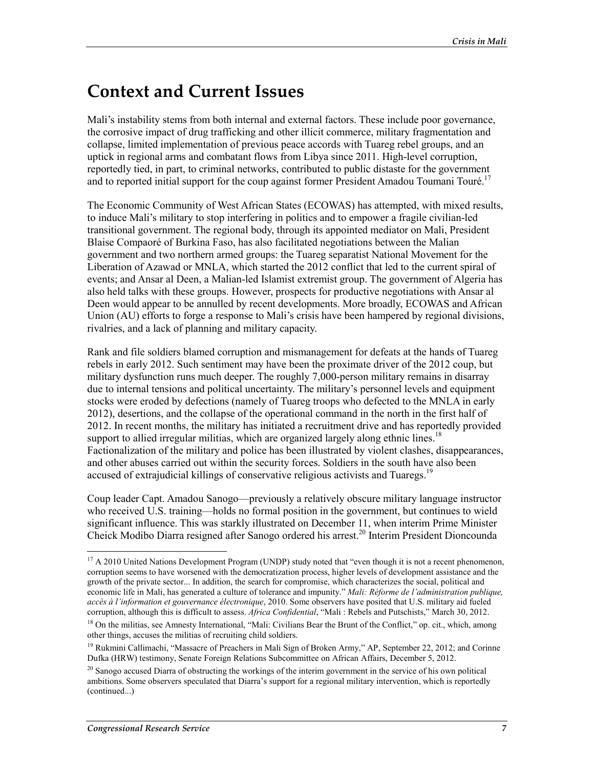# Context and Current Issues

Mali's instability stems from both internal and external factors. These include poor governance, the corrosive impact of drug trafficking and other illicit commerce, military fragmentation and collapse, limited implementation of previous peace accords with Tuareg rebel groups, and an uptick in regional arms and combatant flows from Libya since 2011. High-level corruption, reportedly tied, in part, to criminal networks, contributed to public distaste for the government and to reported initial support for the coup against former President Amadou Toumani Touré.[17]

The Economic Community of West African States (ECOWAS) has attempted, with mixed results, to induce Mali's military to stop interfering in politics and to empower a fragile civilian-led transitional government. The regional body, through its appointed mediator on Mali, President Blaise Compaoré of Burkina Faso, has also facilitated negotiations between the Malian government and two northern armed groups: the Tuareg separatist National Movement for the Liberation of Azawad or MNLA, which started the 2012 conflict that led to the current spiral of events; and Ansar al Deen, a Malian-led Islamist extremist group. The government of Algeria has also held talks with these groups. However, prospects for productive negotiations with Ansar al Deen would appear to be annulled by recent developments. More broadly, ECOWAS and African Union (AU) efforts to forge a response to Mali's crisis have been hampered by regional divisions, rivalries, and a lack of planning and military capacity.

Rank and file soldiers blamed corruption and mismanagement for defeats at the hands of Tuareg rebels in early 2012. Such sentiment may have been the proximate driver of the 2012 coup, but military dysfunction runs much deeper. The roughly 7,000-person military remains in disarray due to internal tensions and political uncertainty. The military's personnel levels and equipment stocks were eroded by defections (namely of Tuareg troops who defected to the MNLA in early 2012), desertions, and the collapse of the operational command in the north in the first half of 2012. In recent months, the military has initiated a recruitment drive and has reportedly provided support to allied irregular militias, which are organized largely along ethnic lines.[18] Factionalization of the military and police has been illustrated by violent clashes, disappearances, and other abuses carried out within the security forces. Soldiers in the south have also been accused of extrajudicial killings of conservative religious activists and Tuaregs.[19]

Coup leader Capt. Amadou Sanogo—previously a relatively obscure military language instructor who received U.S. training—holds no formal position in the government, but continues to wield significant influence. This was starkly illustrated on December 11, when interim Prime Minister Cheick Modibo Diarra resigned after Sanogo ordered his arrest.[20] Interim President Dioncounda

---

[17] A 2010 United Nations Development Program (UNDP) study noted that "even though it is not a recent phenomenon, corruption seems to have worsened with the democratization process, higher levels of development assistance and the growth of the private sector... In addition, the search for compromise, which characterizes the social, political and economic life in Mali, has generated a culture of tolerance and impunity." *Mali: Réforme de l'administration publique, accès à l'information et gouvernance électronique*, 2010. Some observers have posited that U.S. military aid fueled corruption, although this is difficult to assess. *Africa Confidential*, "Mali : Rebels and Putschists," March 30, 2012.

[18] On the militias, see Amnesty International, "Mali: Civilians Bear the Brunt of the Conflict," op. cit., which, among other things, accuses the militias of recruiting child soldiers.

[19] Rukmini Callimachi, "Massacre of Preachers in Mali Sign of Broken Army," AP, September 22, 2012; and Corinne Dufka (HRW) testimony, Senate Foreign Relations Subcommittee on African Affairs, December 5, 2012.

[20] Sanogo accused Diarra of obstructing the workings of the interim government in the service of his own political ambitions. Some observers speculated that Diarra's support for a regional military intervention, which is reportedly (continued...)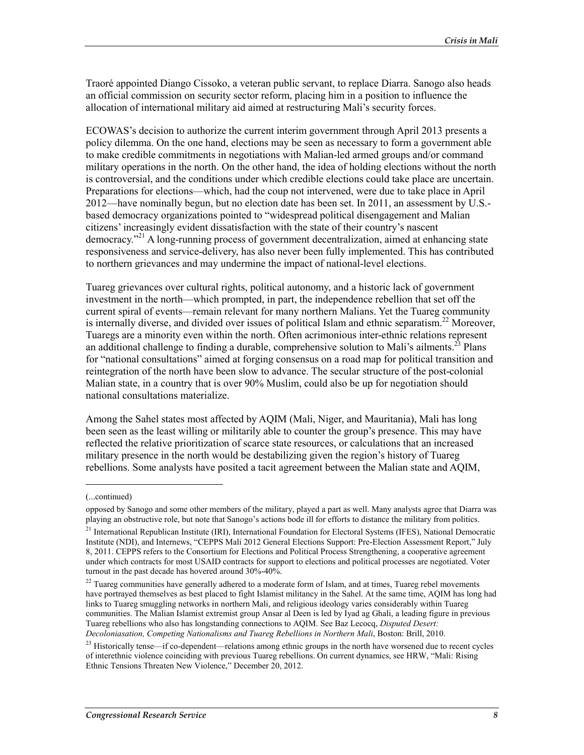Traoré appointed Diango Cissoko, a veteran public servant, to replace Diarra. Sanogo also heads an official commission on security sector reform, placing him in a position to influence the allocation of international military aid aimed at restructuring Mali's security forces.

ECOWAS's decision to authorize the current interim government through April 2013 presents a policy dilemma. On the one hand, elections may be seen as necessary to form a government able to make credible commitments in negotiations with Malian-led armed groups and/or command military operations in the north. On the other hand, the idea of holding elections without the north is controversial, and the conditions under which credible elections could take place are uncertain. Preparations for elections—which, had the coup not intervened, were due to take place in April 2012—have nominally begun, but no election date has been set. In 2011, an assessment by U.S.-based democracy organizations pointed to "widespread political disengagement and Malian citizens' increasingly evident dissatisfaction with the state of their country's nascent democracy."[21] A long-running process of government decentralization, aimed at enhancing state responsiveness and service-delivery, has also never been fully implemented. This has contributed to northern grievances and may undermine the impact of national-level elections.

Tuareg grievances over cultural rights, political autonomy, and a historic lack of government investment in the north—which prompted, in part, the independence rebellion that set off the current spiral of events—remain relevant for many northern Malians. Yet the Tuareg community is internally diverse, and divided over issues of political Islam and ethnic separatism.[22] Moreover, Tuaregs are a minority even within the north. Often acrimonious inter-ethnic relations represent an additional challenge to finding a durable, comprehensive solution to Mali's ailments.[23] Plans for "national consultations" aimed at forging consensus on a road map for political transition and reintegration of the north have been slow to advance. The secular structure of the post-colonial Malian state, in a country that is over 90% Muslim, could also be up for negotiation should national consultations materialize.

Among the Sahel states most affected by AQIM (Mali, Niger, and Mauritania), Mali has long been seen as the least willing or militarily able to counter the group's presence. This may have reflected the relative prioritization of scarce state resources, or calculations that an increased military presence in the north would be destabilizing given the region's history of Tuareg rebellions. Some analysts have posited a tacit agreement between the Malian state and AQIM,

---

(...continued)

opposed by Sanogo and some other members of the military, played a part as well. Many analysts agree that Diarra was playing an obstructive role, but note that Sanogo's actions bode ill for efforts to distance the military from politics.

[21] International Republican Institute (IRI), International Foundation for Electoral Systems (IFES), National Democratic Institute (NDI), and Internews, "CEPPS Mali 2012 General Elections Support: Pre-Election Assessment Report," July 8, 2011. CEPPS refers to the Consortium for Elections and Political Process Strengthening, a cooperative agreement under which contracts for most USAID contracts for support to elections and political processes are negotiated. Voter turnout in the past decade has hovered around 30%-40%.

[22] Tuareg communities have generally adhered to a moderate form of Islam, and at times, Tuareg rebel movements have portrayed themselves as best placed to fight Islamist militancy in the Sahel. At the same time, AQIM has long had links to Tuareg smuggling networks in northern Mali, and religious ideology varies considerably within Tuareg communities. The Malian Islamist extremist group Ansar al Deen is led by Iyad ag Ghali, a leading figure in previous Tuareg rebellions who also has longstanding connections to AQIM. See Baz Lecocq, *Disputed Desert: Decoloniasation, Competing Nationalisms and Tuareg Rebellions in Northern Mali*, Boston: Brill, 2010.

[23] Historically tense—if co-dependent—relations among ethnic groups in the north have worsened due to recent cycles of interethnic violence coinciding with previous Tuareg rebellions. On current dynamics, see HRW, "Mali: Rising Ethnic Tensions Threaten New Violence," December 20, 2012.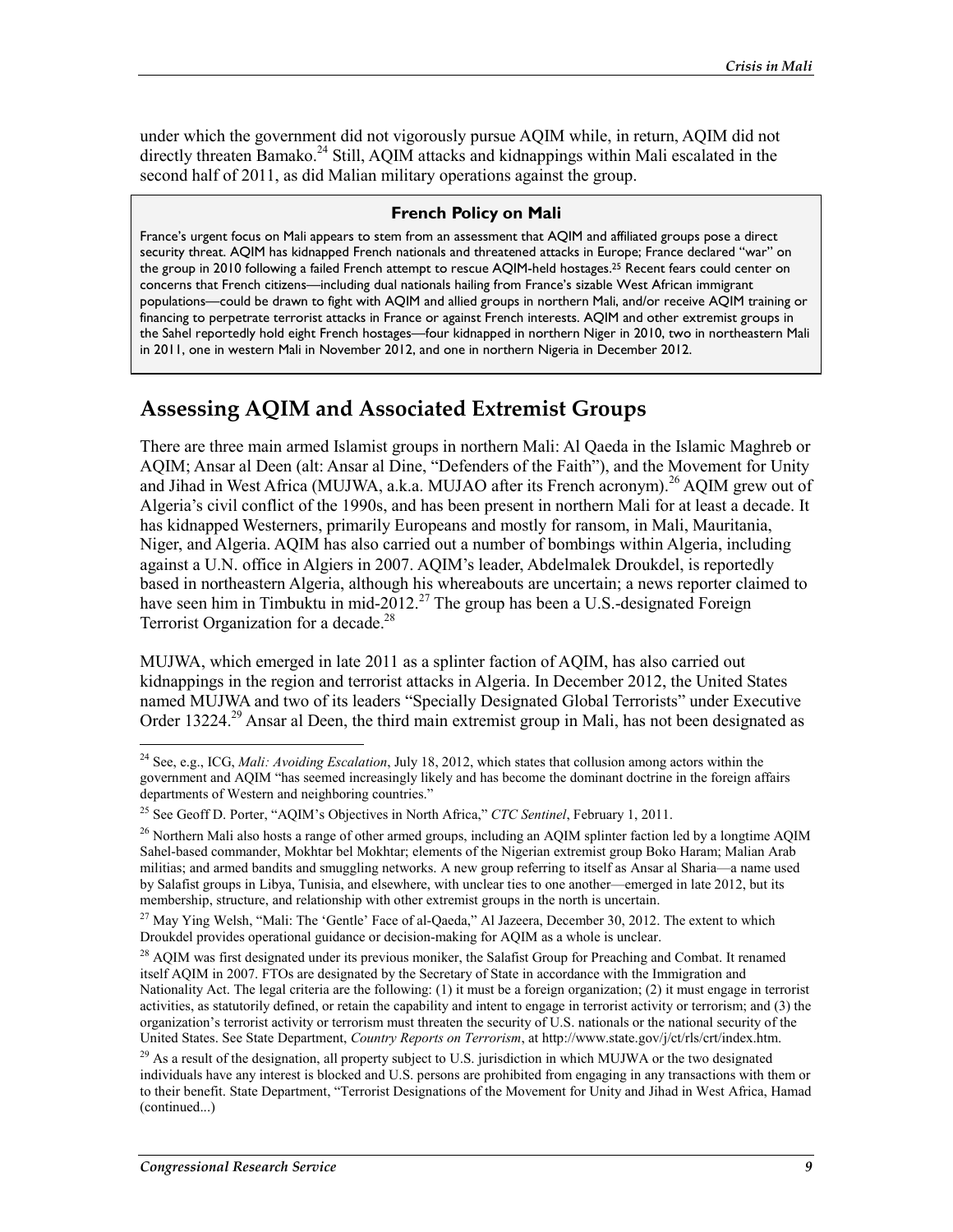under which the government did not vigorously pursue AQIM while, in return, AQIM did not directly threaten Bamako.[24] Still, AQIM attacks and kidnappings within Mali escalated in the second half of 2011, as did Malian military operations against the group.

**French Policy on Mali**

France's urgent focus on Mali appears to stem from an assessment that AQIM and affiliated groups pose a direct security threat. AQIM has kidnapped French nationals and threatened attacks in Europe; France declared "war" on the group in 2010 following a failed French attempt to rescue AQIM-held hostages.[25] Recent fears could center on concerns that French citizens—including dual nationals hailing from France's sizable West African immigrant populations—could be drawn to fight with AQIM and allied groups in northern Mali, and/or receive AQIM training or financing to perpetrate terrorist attacks in France or against French interests. AQIM and other extremist groups in the Sahel reportedly hold eight French hostages—four kidnapped in northern Niger in 2010, two in northeastern Mali in 2011, one in western Mali in November 2012, and one in northern Nigeria in December 2012.

## Assessing AQIM and Associated Extremist Groups

There are three main armed Islamist groups in northern Mali: Al Qaeda in the Islamic Maghreb or AQIM; Ansar al Deen (alt: Ansar al Dine, "Defenders of the Faith"), and the Movement for Unity and Jihad in West Africa (MUJWA, a.k.a. MUJAO after its French acronym).[26] AQIM grew out of Algeria's civil conflict of the 1990s, and has been present in northern Mali for at least a decade. It has kidnapped Westerners, primarily Europeans and mostly for ransom, in Mali, Mauritania, Niger, and Algeria. AQIM has also carried out a number of bombings within Algeria, including against a U.N. office in Algiers in 2007. AQIM's leader, Abdelmalek Droukdel, is reportedly based in northeastern Algeria, although his whereabouts are uncertain; a news reporter claimed to have seen him in Timbuktu in mid-2012.[27] The group has been a U.S.-designated Foreign Terrorist Organization for a decade.[28]

MUJWA, which emerged in late 2011 as a splinter faction of AQIM, has also carried out kidnappings in the region and terrorist attacks in Algeria. In December 2012, the United States named MUJWA and two of its leaders "Specially Designated Global Terrorists" under Executive Order 13224.[29] Ansar al Deen, the third main extremist group in Mali, has not been designated as

---

[24] See, e.g., ICG, *Mali: Avoiding Escalation*, July 18, 2012, which states that collusion among actors within the government and AQIM "has seemed increasingly likely and has become the dominant doctrine in the foreign affairs departments of Western and neighboring countries."

[25] See Geoff D. Porter, "AQIM's Objectives in North Africa," *CTC Sentinel*, February 1, 2011.

[26] Northern Mali also hosts a range of other armed groups, including an AQIM splinter faction led by a longtime AQIM Sahel-based commander, Mokhtar bel Mokhtar; elements of the Nigerian extremist group Boko Haram; Malian Arab militias; and armed bandits and smuggling networks. A new group referring to itself as Ansar al Sharia—a name used by Salafist groups in Libya, Tunisia, and elsewhere, with unclear ties to one another—emerged in late 2012, but its membership, structure, and relationship with other extremist groups in the north is uncertain.

[27] May Ying Welsh, "Mali: The 'Gentle' Face of al-Qaeda," Al Jazeera, December 30, 2012. The extent to which Droukdel provides operational guidance or decision-making for AQIM as a whole is unclear.

[28] AQIM was first designated under its previous moniker, the Salafist Group for Preaching and Combat. It renamed itself AQIM in 2007. FTOs are designated by the Secretary of State in accordance with the Immigration and Nationality Act. The legal criteria are the following: (1) it must be a foreign organization; (2) it must engage in terrorist activities, as statutorily defined, or retain the capability and intent to engage in terrorist activity or terrorism; and (3) the organization's terrorist activity or terrorism must threaten the security of U.S. nationals or the national security of the United States. See State Department, *Country Reports on Terrorism*, at http://www.state.gov/j/ct/rls/crt/index.htm.

[29] As a result of the designation, all property subject to U.S. jurisdiction in which MUJWA or the two designated individuals have any interest is blocked and U.S. persons are prohibited from engaging in any transactions with them or to their benefit. State Department, "Terrorist Designations of the Movement for Unity and Jihad in West Africa, Hamad (continued...)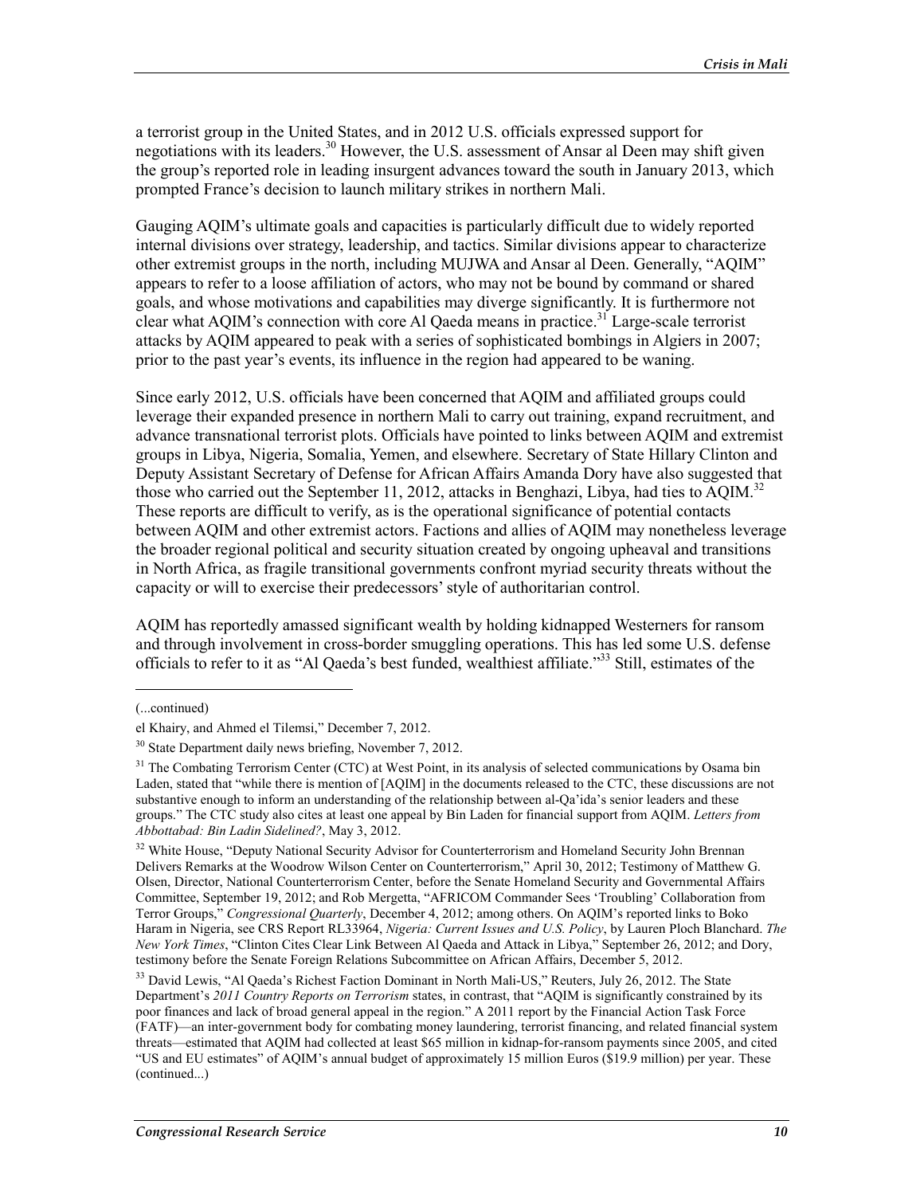a terrorist group in the United States, and in 2012 U.S. officials expressed support for negotiations with its leaders.[30] However, the U.S. assessment of Ansar al Deen may shift given the group's reported role in leading insurgent advances toward the south in January 2013, which prompted France's decision to launch military strikes in northern Mali.

Gauging AQIM's ultimate goals and capacities is particularly difficult due to widely reported internal divisions over strategy, leadership, and tactics. Similar divisions appear to characterize other extremist groups in the north, including MUJWA and Ansar al Deen. Generally, "AQIM" appears to refer to a loose affiliation of actors, who may not be bound by command or shared goals, and whose motivations and capabilities may diverge significantly. It is furthermore not clear what AQIM's connection with core Al Qaeda means in practice.[31] Large-scale terrorist attacks by AQIM appeared to peak with a series of sophisticated bombings in Algiers in 2007; prior to the past year's events, its influence in the region had appeared to be waning.

Since early 2012, U.S. officials have been concerned that AQIM and affiliated groups could leverage their expanded presence in northern Mali to carry out training, expand recruitment, and advance transnational terrorist plots. Officials have pointed to links between AQIM and extremist groups in Libya, Nigeria, Somalia, Yemen, and elsewhere. Secretary of State Hillary Clinton and Deputy Assistant Secretary of Defense for African Affairs Amanda Dory have also suggested that those who carried out the September 11, 2012, attacks in Benghazi, Libya, had ties to AQIM.[32] These reports are difficult to verify, as is the operational significance of potential contacts between AQIM and other extremist actors. Factions and allies of AQIM may nonetheless leverage the broader regional political and security situation created by ongoing upheaval and transitions in North Africa, as fragile transitional governments confront myriad security threats without the capacity or will to exercise their predecessors' style of authoritarian control.

AQIM has reportedly amassed significant wealth by holding kidnapped Westerners for ransom and through involvement in cross-border smuggling operations. This has led some U.S. defense officials to refer to it as "Al Qaeda's best funded, wealthiest affiliate."[33] Still, estimates of the

---

(...continued)

el Khairy, and Ahmed el Tilemsi," December 7, 2012.

[30] State Department daily news briefing, November 7, 2012.

[31] The Combating Terrorism Center (CTC) at West Point, in its analysis of selected communications by Osama bin Laden, stated that "while there is mention of [AQIM] in the documents released to the CTC, these discussions are not substantive enough to inform an understanding of the relationship between al-Qa'ida's senior leaders and these groups." The CTC study also cites at least one appeal by Bin Laden for financial support from AQIM. *Letters from Abbottabad: Bin Ladin Sidelined?*, May 3, 2012.

[32] White House, "Deputy National Security Advisor for Counterterrorism and Homeland Security John Brennan Delivers Remarks at the Woodrow Wilson Center on Counterterrorism," April 30, 2012; Testimony of Matthew G. Olsen, Director, National Counterterrorism Center, before the Senate Homeland Security and Governmental Affairs Committee, September 19, 2012; and Rob Mergetta, "AFRICOM Commander Sees 'Troubling' Collaboration from Terror Groups," *Congressional Quarterly*, December 4, 2012; among others. On AQIM's reported links to Boko Haram in Nigeria, see CRS Report RL33964, *Nigeria: Current Issues and U.S. Policy*, by Lauren Ploch Blanchard. *The New York Times*, "Clinton Cites Clear Link Between Al Qaeda and Attack in Libya," September 26, 2012; and Dory, testimony before the Senate Foreign Relations Subcommittee on African Affairs, December 5, 2012.

[33] David Lewis, "Al Qaeda's Richest Faction Dominant in North Mali-US," Reuters, July 26, 2012. The State Department's *2011 Country Reports on Terrorism* states, in contrast, that "AQIM is significantly constrained by its poor finances and lack of broad general appeal in the region." A 2011 report by the Financial Action Task Force (FATF)—an inter-government body for combating money laundering, terrorist financing, and related financial system threats—estimated that AQIM had collected at least $65 million in kidnap-for-ransom payments since 2005, and cited "US and EU estimates" of AQIM's annual budget of approximately 15 million Euros ($19.9 million) per year. These (continued...)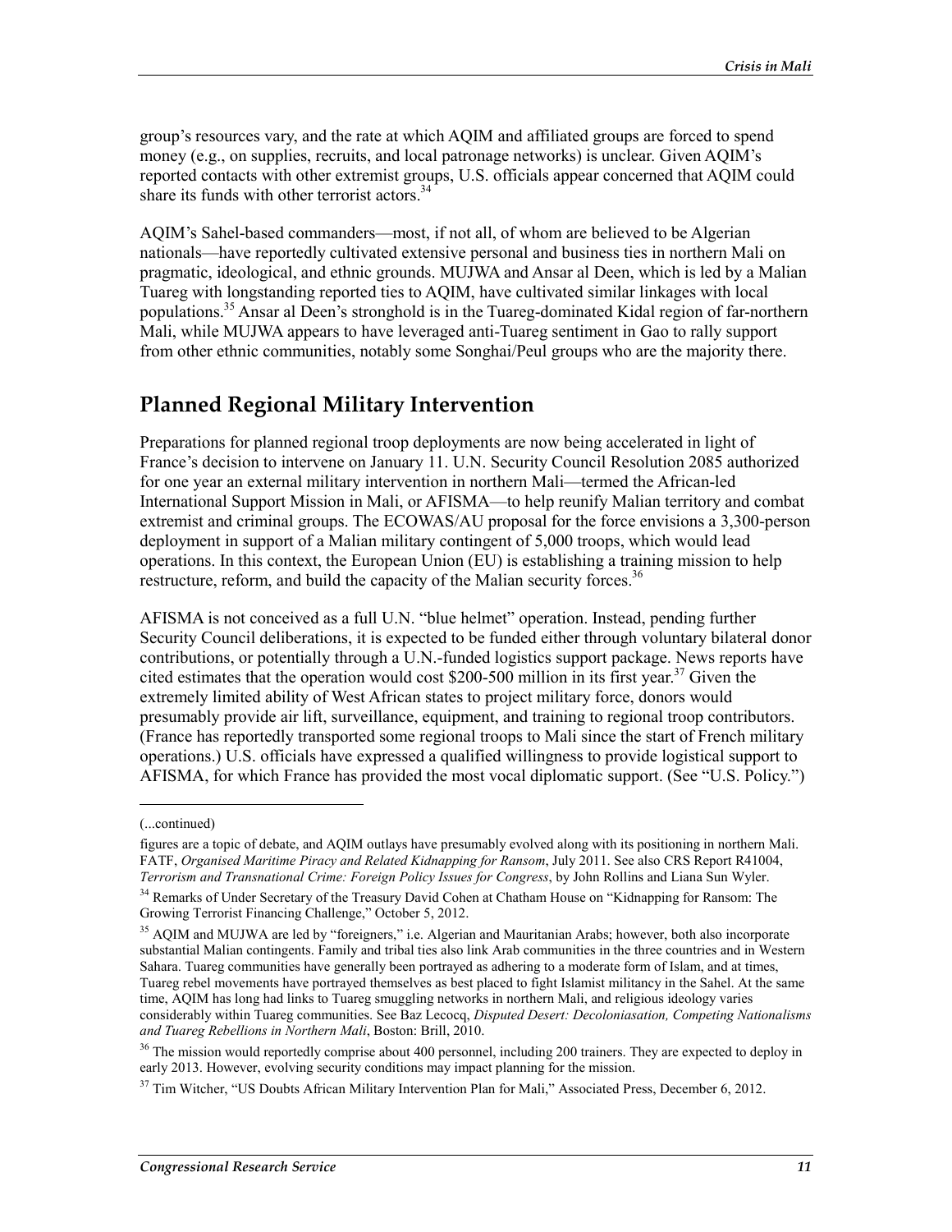group's resources vary, and the rate at which AQIM and affiliated groups are forced to spend money (e.g., on supplies, recruits, and local patronage networks) is unclear. Given AQIM's reported contacts with other extremist groups, U.S. officials appear concerned that AQIM could share its funds with other terrorist actors.[34]

AQIM's Sahel-based commanders—most, if not all, of whom are believed to be Algerian nationals—have reportedly cultivated extensive personal and business ties in northern Mali on pragmatic, ideological, and ethnic grounds. MUJWA and Ansar al Deen, which is led by a Malian Tuareg with longstanding reported ties to AQIM, have cultivated similar linkages with local populations.[35] Ansar al Deen's stronghold is in the Tuareg-dominated Kidal region of far-northern Mali, while MUJWA appears to have leveraged anti-Tuareg sentiment in Gao to rally support from other ethnic communities, notably some Songhai/Peul groups who are the majority there.

## Planned Regional Military Intervention

Preparations for planned regional troop deployments are now being accelerated in light of France's decision to intervene on January 11. U.N. Security Council Resolution 2085 authorized for one year an external military intervention in northern Mali—termed the African-led International Support Mission in Mali, or AFISMA—to help reunify Malian territory and combat extremist and criminal groups. The ECOWAS/AU proposal for the force envisions a 3,300-person deployment in support of a Malian military contingent of 5,000 troops, which would lead operations. In this context, the European Union (EU) is establishing a training mission to help restructure, reform, and build the capacity of the Malian security forces.[36]

AFISMA is not conceived as a full U.N. "blue helmet" operation. Instead, pending further Security Council deliberations, it is expected to be funded either through voluntary bilateral donor contributions, or potentially through a U.N.-funded logistics support package. News reports have cited estimates that the operation would cost $200-500 million in its first year.[37] Given the extremely limited ability of West African states to project military force, donors would presumably provide air lift, surveillance, equipment, and training to regional troop contributors. (France has reportedly transported some regional troops to Mali since the start of French military operations.) U.S. officials have expressed a qualified willingness to provide logistical support to AFISMA, for which France has provided the most vocal diplomatic support. (See "U.S. Policy.")

---

(...continued)

figures are a topic of debate, and AQIM outlays have presumably evolved along with its positioning in northern Mali. FATF, *Organised Maritime Piracy and Related Kidnapping for Ransom*, July 2011. See also CRS Report R41004, *Terrorism and Transnational Crime: Foreign Policy Issues for Congress*, by John Rollins and Liana Sun Wyler.

[34] Remarks of Under Secretary of the Treasury David Cohen at Chatham House on "Kidnapping for Ransom: The Growing Terrorist Financing Challenge," October 5, 2012.

[35] AQIM and MUJWA are led by "foreigners," i.e. Algerian and Mauritanian Arabs; however, both also incorporate substantial Malian contingents. Family and tribal ties also link Arab communities in the three countries and in Western Sahara. Tuareg communities have generally been portrayed as adhering to a moderate form of Islam, and at times, Tuareg rebel movements have portrayed themselves as best placed to fight Islamist militancy in the Sahel. At the same time, AQIM has long had links to Tuareg smuggling networks in northern Mali, and religious ideology varies considerably within Tuareg communities. See Baz Lecocq, *Disputed Desert: Decoloniasation, Competing Nationalisms and Tuareg Rebellions in Northern Mali*, Boston: Brill, 2010.

[36] The mission would reportedly comprise about 400 personnel, including 200 trainers. They are expected to deploy in early 2013. However, evolving security conditions may impact planning for the mission.

[37] Tim Witcher, "US Doubts African Military Intervention Plan for Mali," Associated Press, December 6, 2012.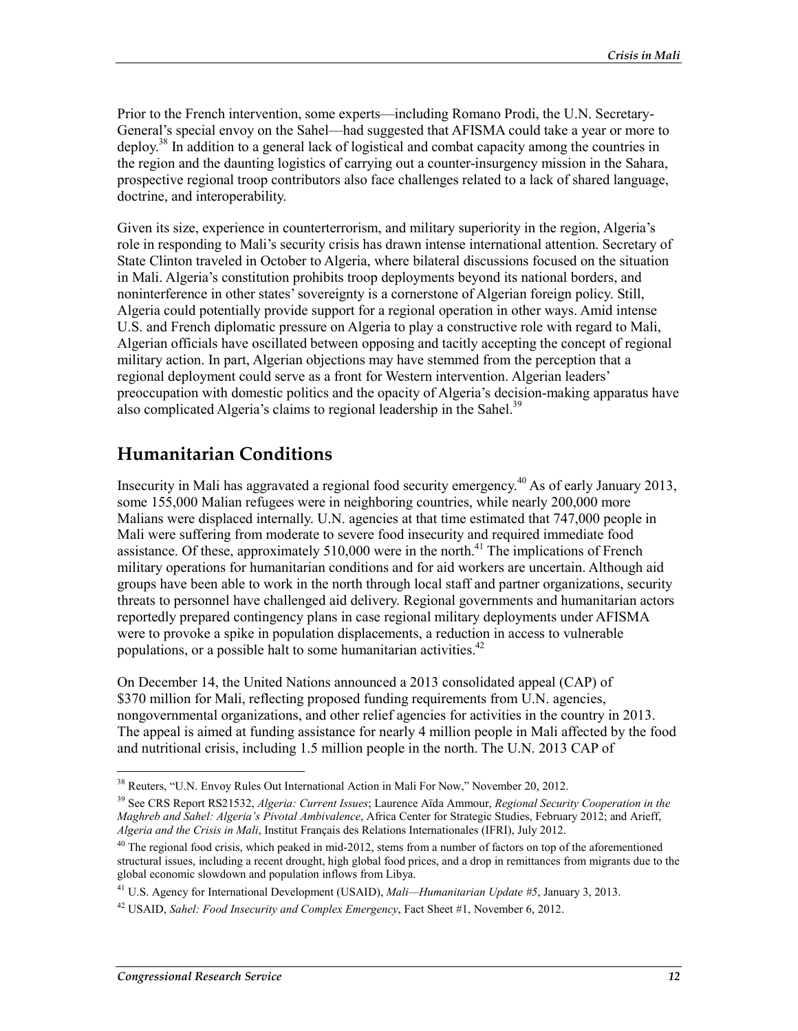Prior to the French intervention, some experts—including Romano Prodi, the U.N. Secretary-General's special envoy on the Sahel—had suggested that AFISMA could take a year or more to deploy.[38] In addition to a general lack of logistical and combat capacity among the countries in the region and the daunting logistics of carrying out a counter-insurgency mission in the Sahara, prospective regional troop contributors also face challenges related to a lack of shared language, doctrine, and interoperability.

Given its size, experience in counterterrorism, and military superiority in the region, Algeria's role in responding to Mali's security crisis has drawn intense international attention. Secretary of State Clinton traveled in October to Algeria, where bilateral discussions focused on the situation in Mali. Algeria's constitution prohibits troop deployments beyond its national borders, and noninterference in other states' sovereignty is a cornerstone of Algerian foreign policy. Still, Algeria could potentially provide support for a regional operation in other ways. Amid intense U.S. and French diplomatic pressure on Algeria to play a constructive role with regard to Mali, Algerian officials have oscillated between opposing and tacitly accepting the concept of regional military action. In part, Algerian objections may have stemmed from the perception that a regional deployment could serve as a front for Western intervention. Algerian leaders' preoccupation with domestic politics and the opacity of Algeria's decision-making apparatus have also complicated Algeria's claims to regional leadership in the Sahel.[39]

## Humanitarian Conditions

Insecurity in Mali has aggravated a regional food security emergency.[40] As of early January 2013, some 155,000 Malian refugees were in neighboring countries, while nearly 200,000 more Malians were displaced internally. U.N. agencies at that time estimated that 747,000 people in Mali were suffering from moderate to severe food insecurity and required immediate food assistance. Of these, approximately 510,000 were in the north.[41] The implications of French military operations for humanitarian conditions and for aid workers are uncertain. Although aid groups have been able to work in the north through local staff and partner organizations, security threats to personnel have challenged aid delivery. Regional governments and humanitarian actors reportedly prepared contingency plans in case regional military deployments under AFISMA were to provoke a spike in population displacements, a reduction in access to vulnerable populations, or a possible halt to some humanitarian activities.[42]

On December 14, the United Nations announced a 2013 consolidated appeal (CAP) of $370 million for Mali, reflecting proposed funding requirements from U.N. agencies, nongovernmental organizations, and other relief agencies for activities in the country in 2013. The appeal is aimed at funding assistance for nearly 4 million people in Mali affected by the food and nutritional crisis, including 1.5 million people in the north. The U.N. 2013 CAP of

---

[38] Reuters, "U.N. Envoy Rules Out International Action in Mali For Now," November 20, 2012.

[39] See CRS Report RS21532, *Algeria: Current Issues*; Laurence Aïda Ammour, *Regional Security Cooperation in the Maghreb and Sahel: Algeria's Pivotal Ambivalence*, Africa Center for Strategic Studies, February 2012; and Arieff, *Algeria and the Crisis in Mali*, Institut Français des Relations Internationales (IFRI), July 2012.

[40] The regional food crisis, which peaked in mid-2012, stems from a number of factors on top of the aforementioned structural issues, including a recent drought, high global food prices, and a drop in remittances from migrants due to the global economic slowdown and population inflows from Libya.

[41] U.S. Agency for International Development (USAID), *Mali—Humanitarian Update #5*, January 3, 2013.

[42] USAID, *Sahel: Food Insecurity and Complex Emergency*, Fact Sheet #1, November 6, 2012.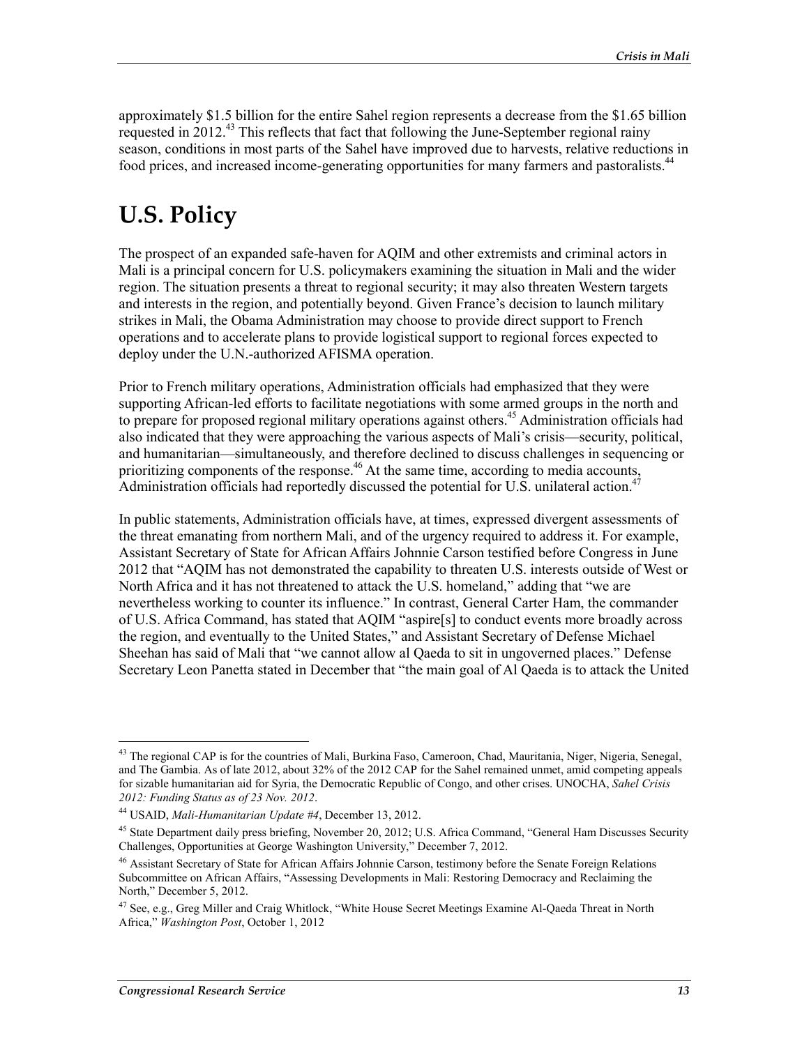approximately $1.5 billion for the entire Sahel region represents a decrease from the $1.65 billion requested in 2012.[43] This reflects that fact that following the June-September regional rainy season, conditions in most parts of the Sahel have improved due to harvests, relative reductions in food prices, and increased income-generating opportunities for many farmers and pastoralists.[44]

# U.S. Policy

The prospect of an expanded safe-haven for AQIM and other extremists and criminal actors in Mali is a principal concern for U.S. policymakers examining the situation in Mali and the wider region. The situation presents a threat to regional security; it may also threaten Western targets and interests in the region, and potentially beyond. Given France's decision to launch military strikes in Mali, the Obama Administration may choose to provide direct support to French operations and to accelerate plans to provide logistical support to regional forces expected to deploy under the U.N.-authorized AFISMA operation.

Prior to French military operations, Administration officials had emphasized that they were supporting African-led efforts to facilitate negotiations with some armed groups in the north and to prepare for proposed regional military operations against others.[45] Administration officials had also indicated that they were approaching the various aspects of Mali's crisis—security, political, and humanitarian—simultaneously, and therefore declined to discuss challenges in sequencing or prioritizing components of the response.[46] At the same time, according to media accounts, Administration officials had reportedly discussed the potential for U.S. unilateral action.[47]

In public statements, Administration officials have, at times, expressed divergent assessments of the threat emanating from northern Mali, and of the urgency required to address it. For example, Assistant Secretary of State for African Affairs Johnnie Carson testified before Congress in June 2012 that "AQIM has not demonstrated the capability to threaten U.S. interests outside of West or North Africa and it has not threatened to attack the U.S. homeland," adding that "we are nevertheless working to counter its influence." In contrast, General Carter Ham, the commander of U.S. Africa Command, has stated that AQIM "aspire[s] to conduct events more broadly across the region, and eventually to the United States," and Assistant Secretary of Defense Michael Sheehan has said of Mali that "we cannot allow al Qaeda to sit in ungoverned places." Defense Secretary Leon Panetta stated in December that "the main goal of Al Qaeda is to attack the United

---

[43] The regional CAP is for the countries of Mali, Burkina Faso, Cameroon, Chad, Mauritania, Niger, Nigeria, Senegal, and The Gambia. As of late 2012, about 32% of the 2012 CAP for the Sahel remained unmet, amid competing appeals for sizable humanitarian aid for Syria, the Democratic Republic of Congo, and other crises. UNOCHA, *Sahel Crisis 2012: Funding Status as of 23 Nov. 2012*.

[44] USAID, *Mali-Humanitarian Update #4*, December 13, 2012.

[45] State Department daily press briefing, November 20, 2012; U.S. Africa Command, "General Ham Discusses Security Challenges, Opportunities at George Washington University," December 7, 2012.

[46] Assistant Secretary of State for African Affairs Johnnie Carson, testimony before the Senate Foreign Relations Subcommittee on African Affairs, "Assessing Developments in Mali: Restoring Democracy and Reclaiming the North," December 5, 2012.

[47] See, e.g., Greg Miller and Craig Whitlock, "White House Secret Meetings Examine Al-Qaeda Threat in North Africa," *Washington Post*, October 1, 2012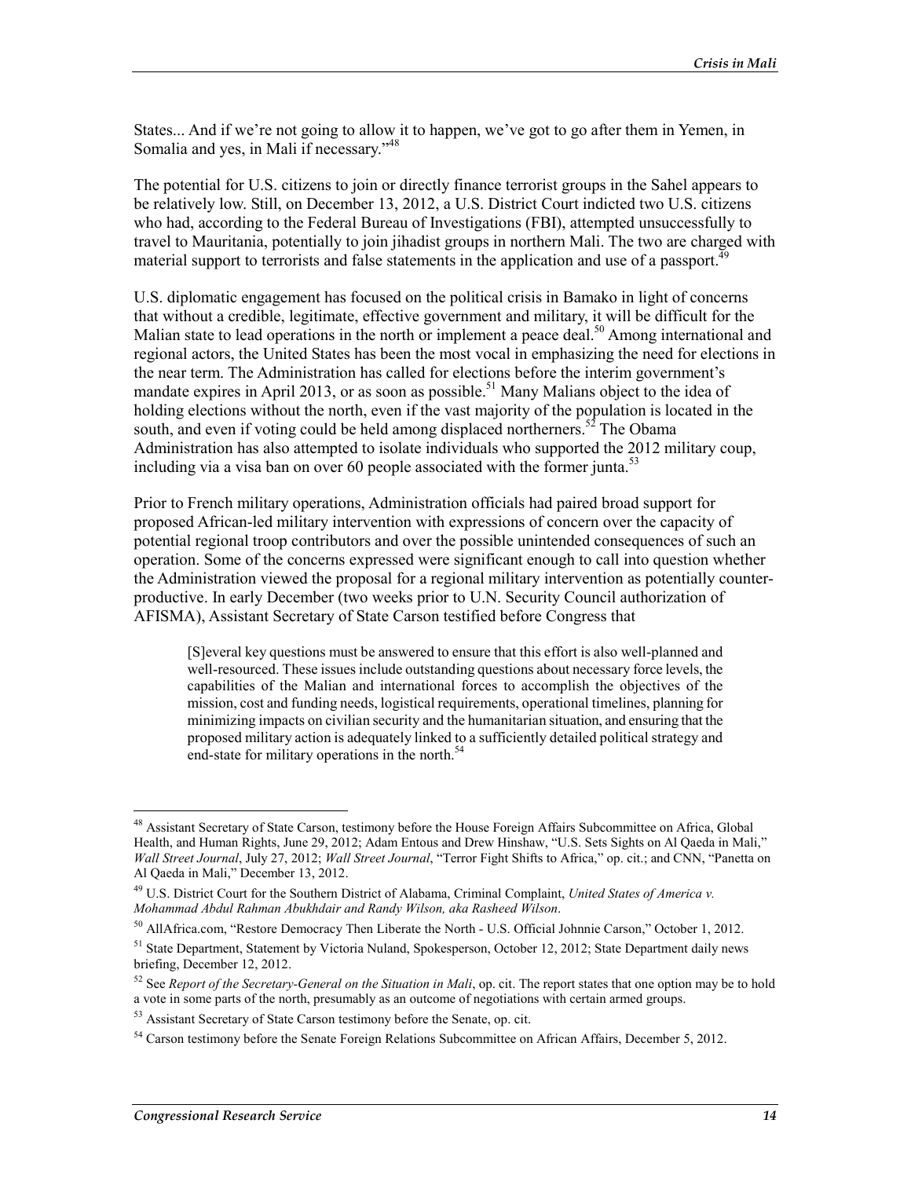States... And if we're not going to allow it to happen, we've got to go after them in Yemen, in Somalia and yes, in Mali if necessary."[48]

The potential for U.S. citizens to join or directly finance terrorist groups in the Sahel appears to be relatively low. Still, on December 13, 2012, a U.S. District Court indicted two U.S. citizens who had, according to the Federal Bureau of Investigations (FBI), attempted unsuccessfully to travel to Mauritania, potentially to join jihadist groups in northern Mali. The two are charged with material support to terrorists and false statements in the application and use of a passport.[49]

U.S. diplomatic engagement has focused on the political crisis in Bamako in light of concerns that without a credible, legitimate, effective government and military, it will be difficult for the Malian state to lead operations in the north or implement a peace deal.[50] Among international and regional actors, the United States has been the most vocal in emphasizing the need for elections in the near term. The Administration has called for elections before the interim government's mandate expires in April 2013, or as soon as possible.[51] Many Malians object to the idea of holding elections without the north, even if the vast majority of the population is located in the south, and even if voting could be held among displaced northerners.[52] The Obama Administration has also attempted to isolate individuals who supported the 2012 military coup, including via a visa ban on over 60 people associated with the former junta.[53]

Prior to French military operations, Administration officials had paired broad support for proposed African-led military intervention with expressions of concern over the capacity of potential regional troop contributors and over the possible unintended consequences of such an operation. Some of the concerns expressed were significant enough to call into question whether the Administration viewed the proposal for a regional military intervention as potentially counter-productive. In early December (two weeks prior to U.N. Security Council authorization of AFISMA), Assistant Secretary of State Carson testified before Congress that

> [S]everal key questions must be answered to ensure that this effort is also well-planned and well-resourced. These issues include outstanding questions about necessary force levels, the capabilities of the Malian and international forces to accomplish the objectives of the mission, cost and funding needs, logistical requirements, operational timelines, planning for minimizing impacts on civilian security and the humanitarian situation, and ensuring that the proposed military action is adequately linked to a sufficiently detailed political strategy and end-state for military operations in the north.[54]

---

[48] Assistant Secretary of State Carson, testimony before the House Foreign Affairs Subcommittee on Africa, Global Health, and Human Rights, June 29, 2012; Adam Entous and Drew Hinshaw, "U.S. Sets Sights on Al Qaeda in Mali," *Wall Street Journal*, July 27, 2012; *Wall Street Journal*, "Terror Fight Shifts to Africa," op. cit.; and CNN, "Panetta on Al Qaeda in Mali," December 13, 2012.

[49] U.S. District Court for the Southern District of Alabama, Criminal Complaint, *United States of America v. Mohammad Abdul Rahman Abukhdair and Randy Wilson, aka Rasheed Wilson*.

[50] AllAfrica.com, "Restore Democracy Then Liberate the North - U.S. Official Johnnie Carson," October 1, 2012.

[51] State Department, Statement by Victoria Nuland, Spokesperson, October 12, 2012; State Department daily news briefing, December 12, 2012.

[52] See *Report of the Secretary-General on the Situation in Mali*, op. cit. The report states that one option may be to hold a vote in some parts of the north, presumably as an outcome of negotiations with certain armed groups.

[53] Assistant Secretary of State Carson testimony before the Senate, op. cit.

[54] Carson testimony before the Senate Foreign Relations Subcommittee on African Affairs, December 5, 2012.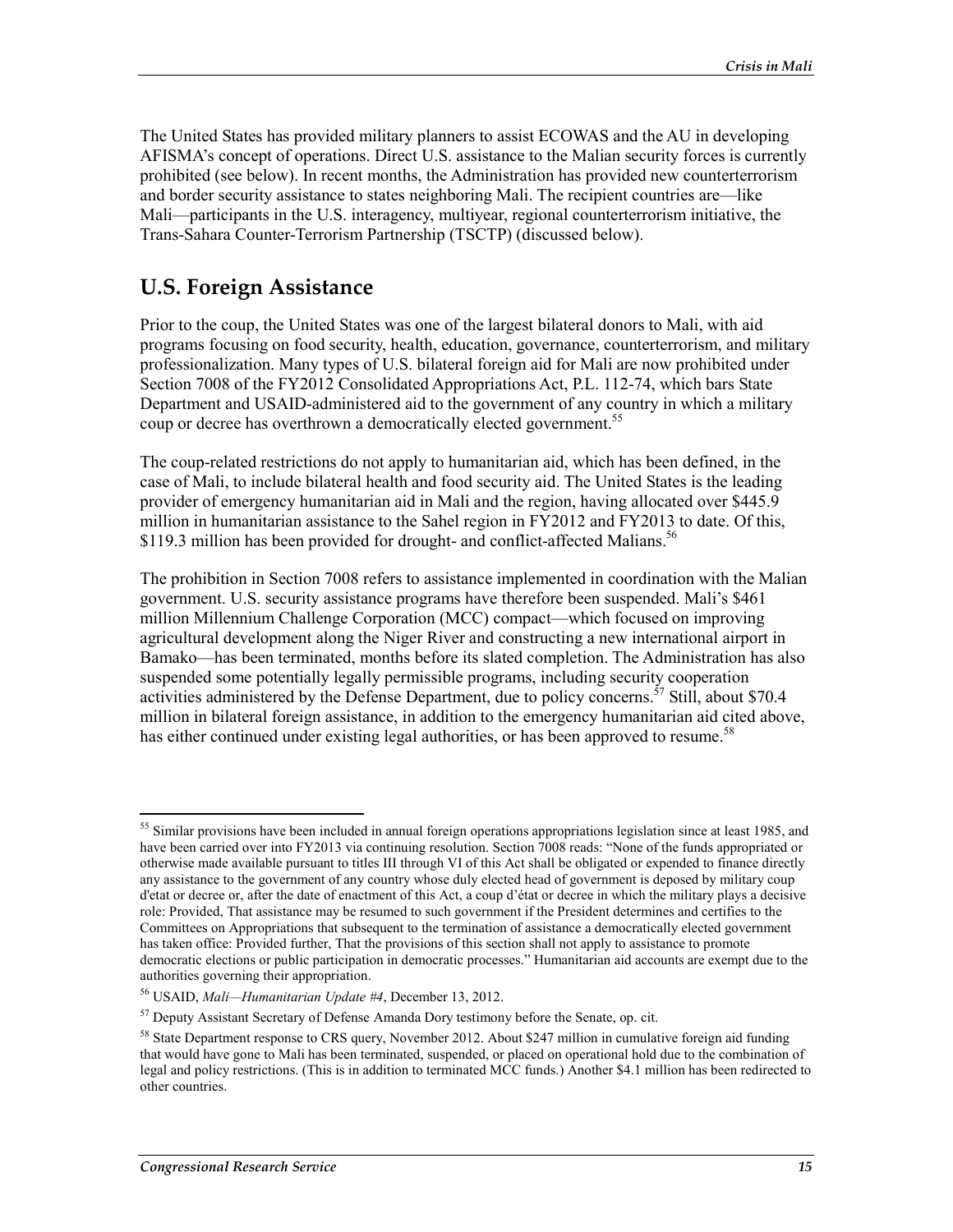The United States has provided military planners to assist ECOWAS and the AU in developing AFISMA's concept of operations. Direct U.S. assistance to the Malian security forces is currently prohibited (see below). In recent months, the Administration has provided new counterterrorism and border security assistance to states neighboring Mali. The recipient countries are—like Mali—participants in the U.S. interagency, multiyear, regional counterterrorism initiative, the Trans-Sahara Counter-Terrorism Partnership (TSCTP) (discussed below).

## U.S. Foreign Assistance

Prior to the coup, the United States was one of the largest bilateral donors to Mali, with aid programs focusing on food security, health, education, governance, counterterrorism, and military professionalization. Many types of U.S. bilateral foreign aid for Mali are now prohibited under Section 7008 of the FY2012 Consolidated Appropriations Act, P.L. 112-74, which bars State Department and USAID-administered aid to the government of any country in which a military coup or decree has overthrown a democratically elected government.[55]

The coup-related restrictions do not apply to humanitarian aid, which has been defined, in the case of Mali, to include bilateral health and food security aid. The United States is the leading provider of emergency humanitarian aid in Mali and the region, having allocated over $445.9 million in humanitarian assistance to the Sahel region in FY2012 and FY2013 to date. Of this, $119.3 million has been provided for drought- and conflict-affected Malians.[56]

The prohibition in Section 7008 refers to assistance implemented in coordination with the Malian government. U.S. security assistance programs have therefore been suspended. Mali's $461 million Millennium Challenge Corporation (MCC) compact—which focused on improving agricultural development along the Niger River and constructing a new international airport in Bamako—has been terminated, months before its slated completion. The Administration has also suspended some potentially legally permissible programs, including security cooperation activities administered by the Defense Department, due to policy concerns.[57] Still, about $70.4 million in bilateral foreign assistance, in addition to the emergency humanitarian aid cited above, has either continued under existing legal authorities, or has been approved to resume.[58]

---

[55] Similar provisions have been included in annual foreign operations appropriations legislation since at least 1985, and have been carried over into FY2013 via continuing resolution. Section 7008 reads: "None of the funds appropriated or otherwise made available pursuant to titles III through VI of this Act shall be obligated or expended to finance directly any assistance to the government of any country whose duly elected head of government is deposed by military coup d'etat or decree or, after the date of enactment of this Act, a coup d'état or decree in which the military plays a decisive role: Provided, That assistance may be resumed to such government if the President determines and certifies to the Committees on Appropriations that subsequent to the termination of assistance a democratically elected government has taken office: Provided further, That the provisions of this section shall not apply to assistance to promote democratic elections or public participation in democratic processes." Humanitarian aid accounts are exempt due to the authorities governing their appropriation.

[56] USAID, *Mali—Humanitarian Update #4*, December 13, 2012.

[57] Deputy Assistant Secretary of Defense Amanda Dory testimony before the Senate, op. cit.

[58] State Department response to CRS query, November 2012. About $247 million in cumulative foreign aid funding that would have gone to Mali has been terminated, suspended, or placed on operational hold due to the combination of legal and policy restrictions. (This is in addition to terminated MCC funds.) Another $4.1 million has been redirected to other countries.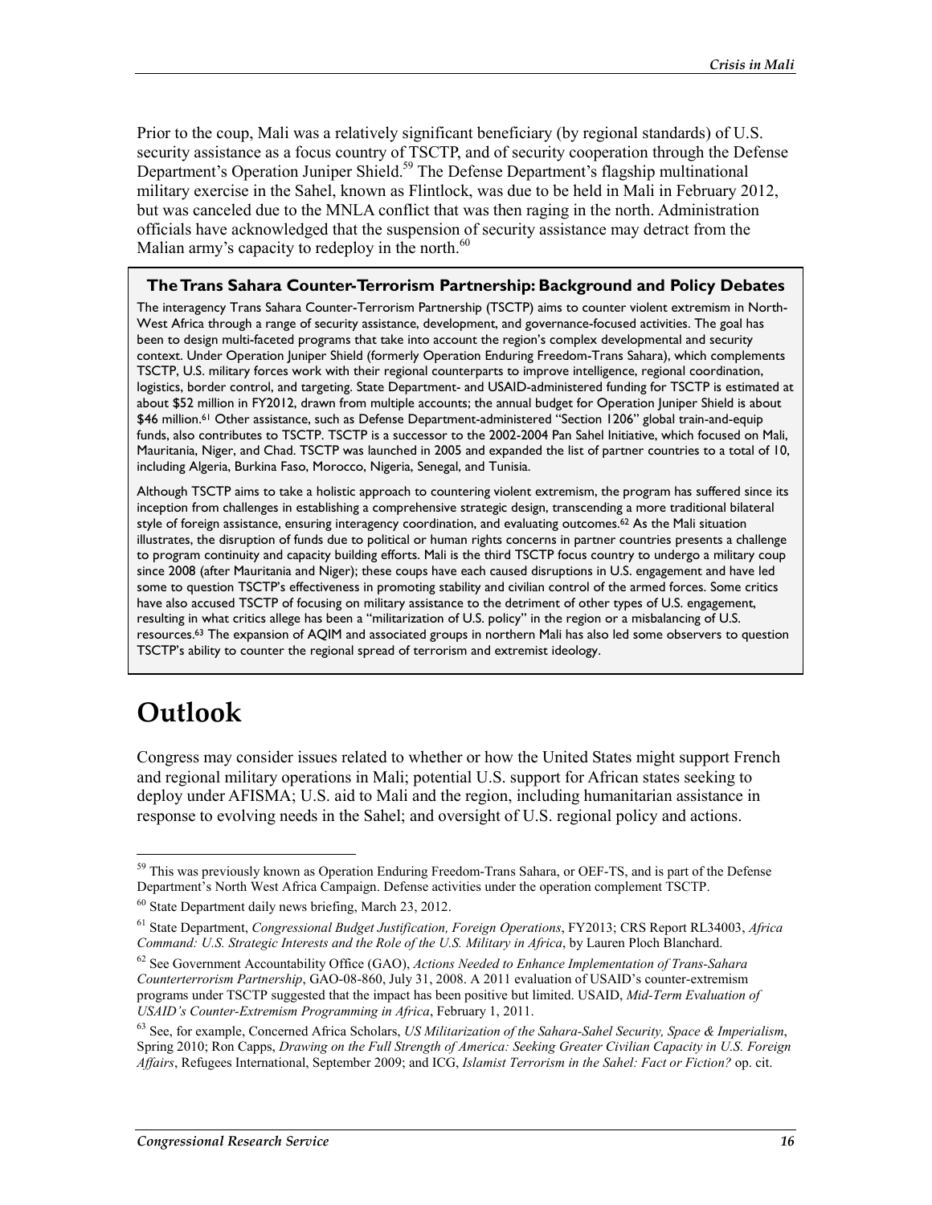Prior to the coup, Mali was a relatively significant beneficiary (by regional standards) of U.S. security assistance as a focus country of TSCTP, and of security cooperation through the Defense Department's Operation Juniper Shield.[59] The Defense Department's flagship multinational military exercise in the Sahel, known as Flintlock, was due to be held in Mali in February 2012, but was canceled due to the MNLA conflict that was then raging in the north. Administration officials have acknowledged that the suspension of security assistance may detract from the Malian army's capacity to redeploy in the north.[60]

**The Trans Sahara Counter-Terrorism Partnership: Background and Policy Debates**

The interagency Trans Sahara Counter-Terrorism Partnership (TSCTP) aims to counter violent extremism in North-West Africa through a range of security assistance, development, and governance-focused activities. The goal has been to design multi-faceted programs that take into account the region's complex developmental and security context. Under Operation Juniper Shield (formerly Operation Enduring Freedom-Trans Sahara), which complements TSCTP, U.S. military forces work with their regional counterparts to improve intelligence, regional coordination, logistics, border control, and targeting. State Department- and USAID-administered funding for TSCTP is estimated at about $52 million in FY2012, drawn from multiple accounts; the annual budget for Operation Juniper Shield is about $46 million.[61] Other assistance, such as Defense Department-administered "Section 1206" global train-and-equip funds, also contributes to TSCTP. TSCTP is a successor to the 2002-2004 Pan Sahel Initiative, which focused on Mali, Mauritania, Niger, and Chad. TSCTP was launched in 2005 and expanded the list of partner countries to a total of 10, including Algeria, Burkina Faso, Morocco, Nigeria, Senegal, and Tunisia.

Although TSCTP aims to take a holistic approach to countering violent extremism, the program has suffered since its inception from challenges in establishing a comprehensive strategic design, transcending a more traditional bilateral style of foreign assistance, ensuring interagency coordination, and evaluating outcomes.[62] As the Mali situation illustrates, the disruption of funds due to political or human rights concerns in partner countries presents a challenge to program continuity and capacity building efforts. Mali is the third TSCTP focus country to undergo a military coup since 2008 (after Mauritania and Niger); these coups have each caused disruptions in U.S. engagement and have led some to question TSCTP's effectiveness in promoting stability and civilian control of the armed forces. Some critics have also accused TSCTP of focusing on military assistance to the detriment of other types of U.S. engagement, resulting in what critics allege has been a "militarization of U.S. policy" in the region or a misbalancing of U.S. resources.[63] The expansion of AQIM and associated groups in northern Mali has also led some observers to question TSCTP's ability to counter the regional spread of terrorism and extremist ideology.

# Outlook

Congress may consider issues related to whether or how the United States might support French and regional military operations in Mali; potential U.S. support for African states seeking to deploy under AFISMA; U.S. aid to Mali and the region, including humanitarian assistance in response to evolving needs in the Sahel; and oversight of U.S. regional policy and actions.

---

[59] This was previously known as Operation Enduring Freedom-Trans Sahara, or OEF-TS, and is part of the Defense Department's North West Africa Campaign. Defense activities under the operation complement TSCTP.

[60] State Department daily news briefing, March 23, 2012.

[61] State Department, *Congressional Budget Justification, Foreign Operations*, FY2013; CRS Report RL34003, *Africa Command: U.S. Strategic Interests and the Role of the U.S. Military in Africa*, by Lauren Ploch Blanchard.

[62] See Government Accountability Office (GAO), *Actions Needed to Enhance Implementation of Trans-Sahara Counterterrorism Partnership*, GAO-08-860, July 31, 2008. A 2011 evaluation of USAID's counter-extremism programs under TSCTP suggested that the impact has been positive but limited. USAID, *Mid-Term Evaluation of USAID's Counter-Extremism Programming in Africa*, February 1, 2011.

[63] See, for example, Concerned Africa Scholars, *US Militarization of the Sahara-Sahel Security, Space & Imperialism*, Spring 2010; Ron Capps, *Drawing on the Full Strength of America: Seeking Greater Civilian Capacity in U.S. Foreign Affairs*, Refugees International, September 2009; and ICG, *Islamist Terrorism in the Sahel: Fact or Fiction?* op. cit.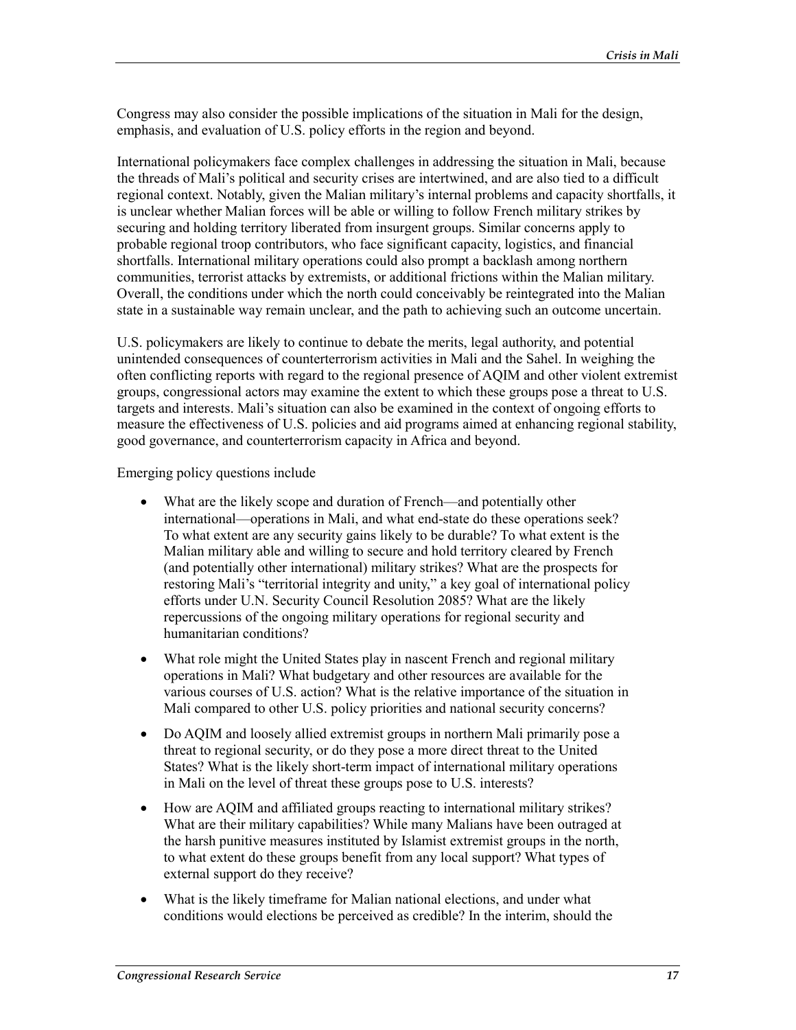Congress may also consider the possible implications of the situation in Mali for the design, emphasis, and evaluation of U.S. policy efforts in the region and beyond.

International policymakers face complex challenges in addressing the situation in Mali, because the threads of Mali's political and security crises are intertwined, and are also tied to a difficult regional context. Notably, given the Malian military's internal problems and capacity shortfalls, it is unclear whether Malian forces will be able or willing to follow French military strikes by securing and holding territory liberated from insurgent groups. Similar concerns apply to probable regional troop contributors, who face significant capacity, logistics, and financial shortfalls. International military operations could also prompt a backlash among northern communities, terrorist attacks by extremists, or additional frictions within the Malian military. Overall, the conditions under which the north could conceivably be reintegrated into the Malian state in a sustainable way remain unclear, and the path to achieving such an outcome uncertain.

U.S. policymakers are likely to continue to debate the merits, legal authority, and potential unintended consequences of counterterrorism activities in Mali and the Sahel. In weighing the often conflicting reports with regard to the regional presence of AQIM and other violent extremist groups, congressional actors may examine the extent to which these groups pose a threat to U.S. targets and interests. Mali's situation can also be examined in the context of ongoing efforts to measure the effectiveness of U.S. policies and aid programs aimed at enhancing regional stability, good governance, and counterterrorism capacity in Africa and beyond.

Emerging policy questions include

- What are the likely scope and duration of French—and potentially other international—operations in Mali, and what end-state do these operations seek? To what extent are any security gains likely to be durable? To what extent is the Malian military able and willing to secure and hold territory cleared by French (and potentially other international) military strikes? What are the prospects for restoring Mali's "territorial integrity and unity," a key goal of international policy efforts under U.N. Security Council Resolution 2085? What are the likely repercussions of the ongoing military operations for regional security and humanitarian conditions?
- What role might the United States play in nascent French and regional military operations in Mali? What budgetary and other resources are available for the various courses of U.S. action? What is the relative importance of the situation in Mali compared to other U.S. policy priorities and national security concerns?
- Do AQIM and loosely allied extremist groups in northern Mali primarily pose a threat to regional security, or do they pose a more direct threat to the United States? What is the likely short-term impact of international military operations in Mali on the level of threat these groups pose to U.S. interests?
- How are AQIM and affiliated groups reacting to international military strikes? What are their military capabilities? While many Malians have been outraged at the harsh punitive measures instituted by Islamist extremist groups in the north, to what extent do these groups benefit from any local support? What types of external support do they receive?
- What is the likely timeframe for Malian national elections, and under what conditions would elections be perceived as credible? In the interim, should the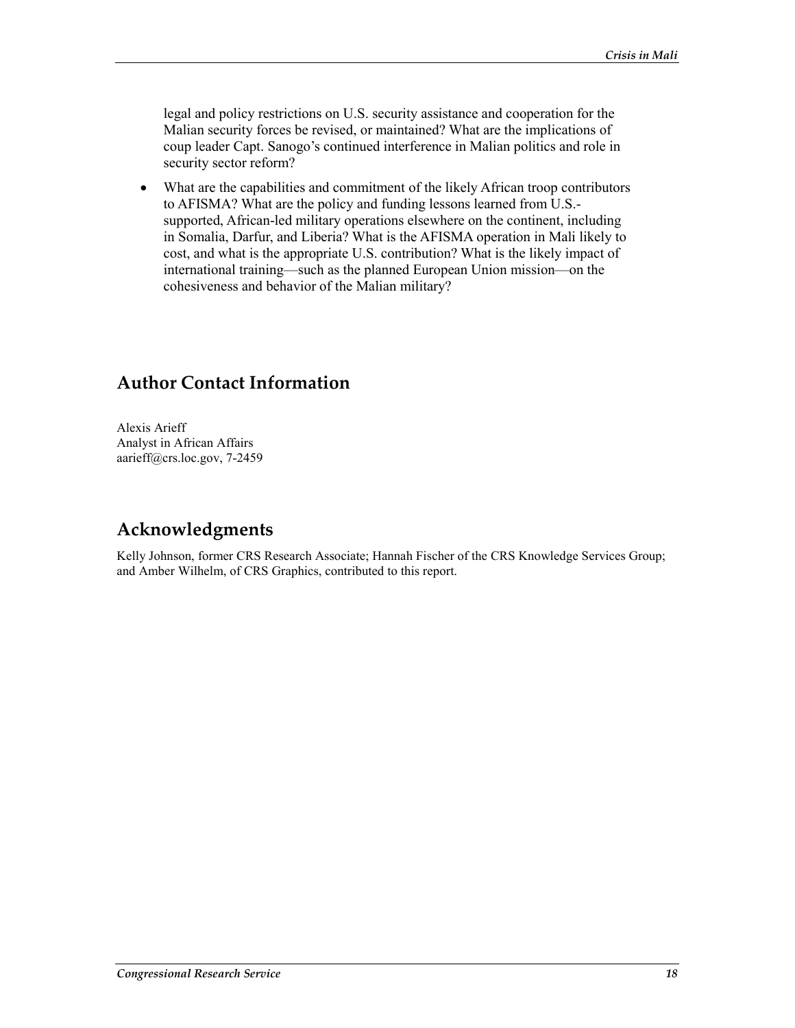legal and policy restrictions on U.S. security assistance and cooperation for the Malian security forces be revised, or maintained? What are the implications of coup leader Capt. Sanogo's continued interference in Malian politics and role in security sector reform?

- What are the capabilities and commitment of the likely African troop contributors to AFISMA? What are the policy and funding lessons learned from U.S.-supported, African-led military operations elsewhere on the continent, including in Somalia, Darfur, and Liberia? What is the AFISMA operation in Mali likely to cost, and what is the appropriate U.S. contribution? What is the likely impact of international training—such as the planned European Union mission—on the cohesiveness and behavior of the Malian military?

## Author Contact Information

Alexis Arieff
Analyst in African Affairs
aarieff@crs.loc.gov, 7-2459

## Acknowledgments

Kelly Johnson, former CRS Research Associate; Hannah Fischer of the CRS Knowledge Services Group; and Amber Wilhelm, of CRS Graphics, contributed to this report.